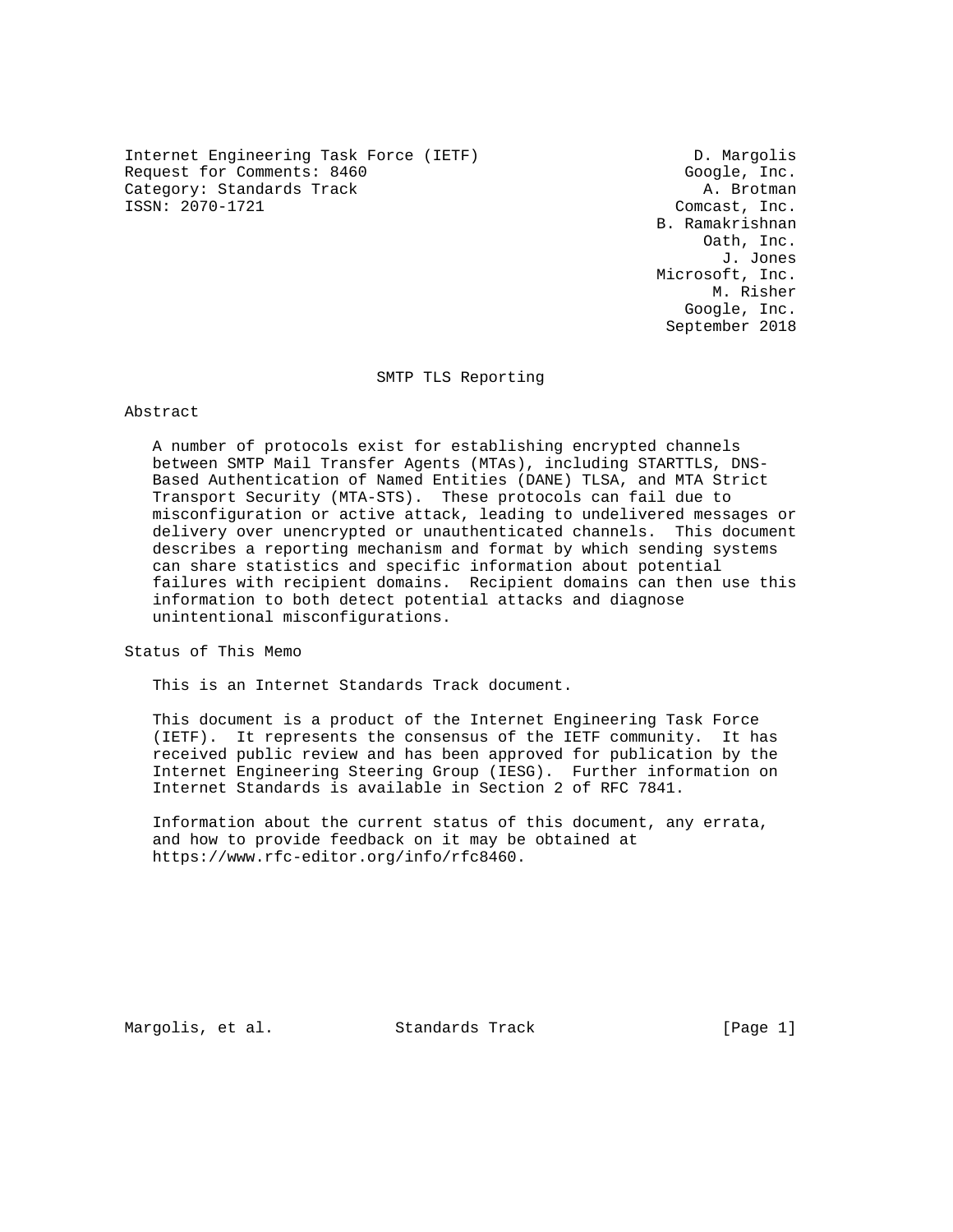Internet Engineering Task Force (IETF) D. Margolis
Request for Comments: 8460 Google, Inc.
Category: Standards Track A. Brotman
ISSN: 2070-1721 Comcast, Inc.
B. Ramakrishnan
Oath, Inc.
J. Jones
Microsoft, Inc.
M. Risher
Google, Inc.
September 2018

# SMTP TLS Reporting

## Abstract

A number of protocols exist for establishing encrypted channels between SMTP Mail Transfer Agents (MTAs), including STARTTLS, DNS-Based Authentication of Named Entities (DANE) TLSA, and MTA Strict Transport Security (MTA-STS). These protocols can fail due to misconfiguration or active attack, leading to undelivered messages or delivery over unencrypted or unauthenticated channels. This document describes a reporting mechanism and format by which sending systems can share statistics and specific information about potential failures with recipient domains. Recipient domains can then use this information to both detect potential attacks and diagnose unintentional misconfigurations.

## Status of This Memo

This is an Internet Standards Track document.

This document is a product of the Internet Engineering Task Force (IETF). It represents the consensus of the IETF community. It has received public review and has been approved for publication by the Internet Engineering Steering Group (IESG). Further information on Internet Standards is available in Section 2 of RFC 7841.

Information about the current status of this document, any errata, and how to provide feedback on it may be obtained at https://www.rfc-editor.org/info/rfc8460.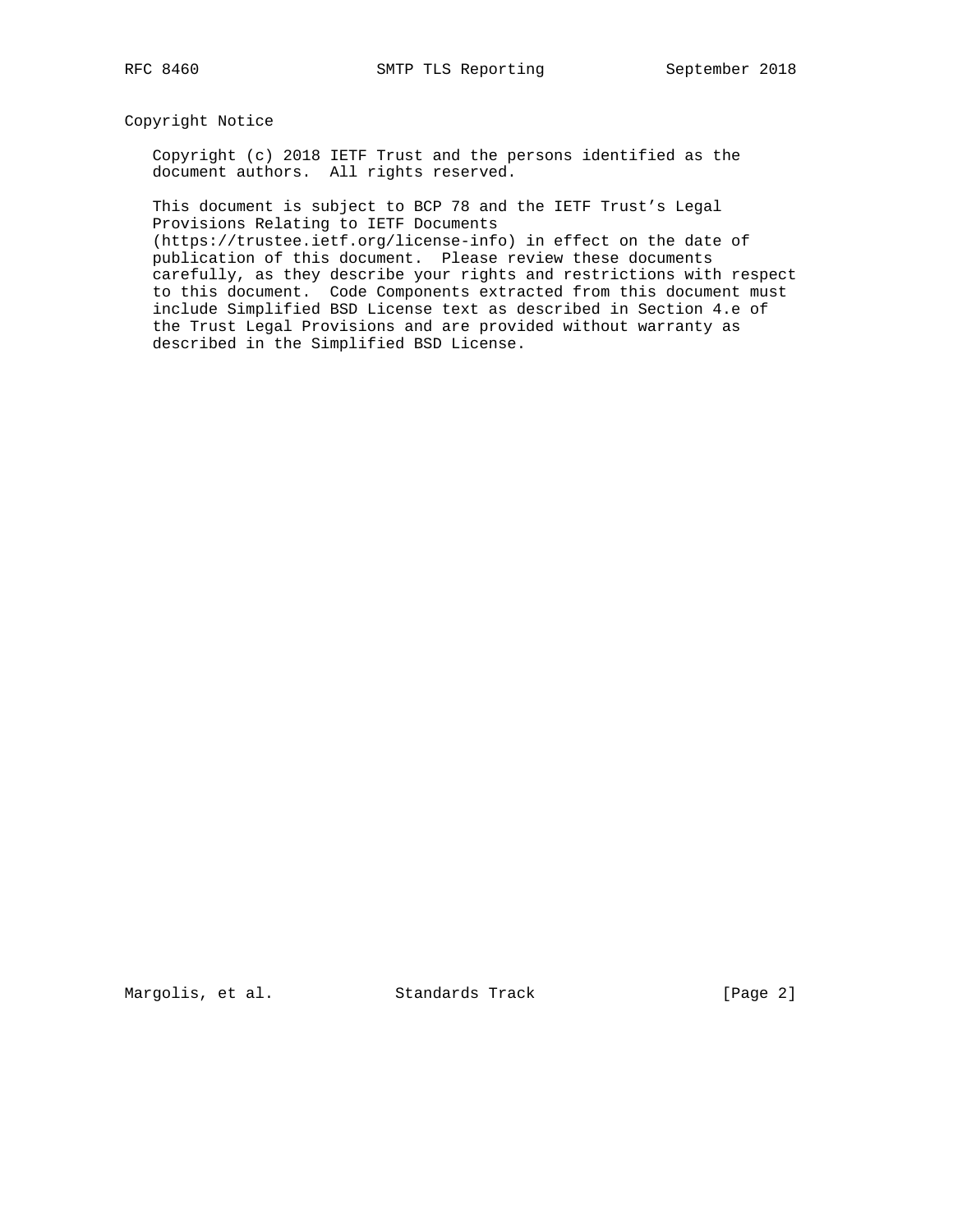## Copyright Notice

Copyright (c) 2018 IETF Trust and the persons identified as the document authors. All rights reserved.

This document is subject to BCP 78 and the IETF Trust's Legal Provisions Relating to IETF Documents (https://trustee.ietf.org/license-info) in effect on the date of publication of this document. Please review these documents carefully, as they describe your rights and restrictions with respect to this document. Code Components extracted from this document must include Simplified BSD License text as described in Section 4.e of the Trust Legal Provisions and are provided without warranty as described in the Simplified BSD License.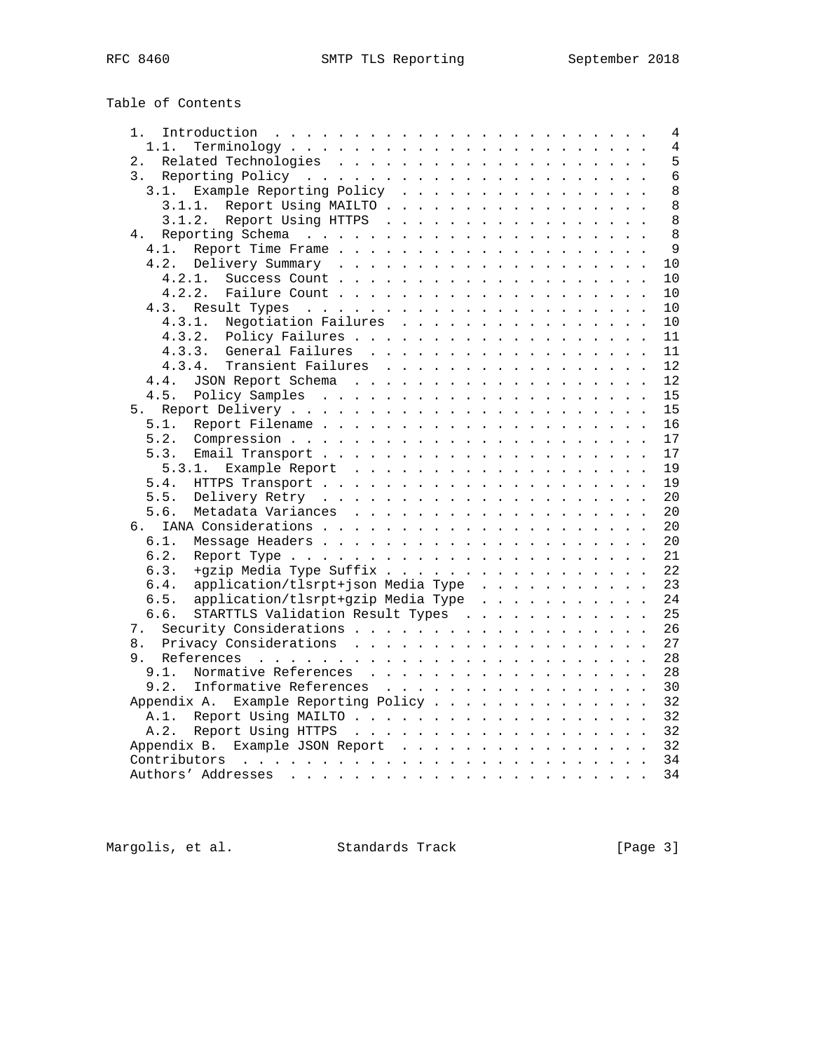## Table of Contents

```
   1.  Introduction  . . . . . . . . . . . . . . . . . . . . . . . .   4
     1.1.  Terminology . . . . . . . . . . . . . . . . . . . . . . .   4
   2.  Related Technologies  . . . . . . . . . . . . . . . . . . . .   5
   3.  Reporting Policy  . . . . . . . . . . . . . . . . . . . . . .   6
     3.1.  Example Reporting Policy  . . . . . . . . . . . . . . . .   8
       3.1.1.  Report Using MAILTO . . . . . . . . . . . . . . . . .   8
       3.1.2.  Report Using HTTPS  . . . . . . . . . . . . . . . . .   8
   4.  Reporting Schema  . . . . . . . . . . . . . . . . . . . . . .   8
     4.1.  Report Time Frame . . . . . . . . . . . . . . . . . . . .   9
     4.2.  Delivery Summary  . . . . . . . . . . . . . . . . . . . .  10
       4.2.1.  Success Count . . . . . . . . . . . . . . . . . . . .  10
       4.2.2.  Failure Count . . . . . . . . . . . . . . . . . . . .  10
     4.3.  Result Types  . . . . . . . . . . . . . . . . . . . . . .  10
       4.3.1.  Negotiation Failures  . . . . . . . . . . . . . . . .  10
       4.3.2.  Policy Failures . . . . . . . . . . . . . . . . . . .  11
       4.3.3.  General Failures  . . . . . . . . . . . . . . . . . .  11
       4.3.4.  Transient Failures  . . . . . . . . . . . . . . . . .  12
     4.4.  JSON Report Schema  . . . . . . . . . . . . . . . . . . .  12
     4.5.  Policy Samples  . . . . . . . . . . . . . . . . . . . . .  15
   5.  Report Delivery . . . . . . . . . . . . . . . . . . . . . . .  15
     5.1.  Report Filename . . . . . . . . . . . . . . . . . . . . .  16
     5.2.  Compression . . . . . . . . . . . . . . . . . . . . . . .  17
     5.3.  Email Transport . . . . . . . . . . . . . . . . . . . . .  17
       5.3.1.  Example Report  . . . . . . . . . . . . . . . . . . .  19
     5.4.  HTTPS Transport . . . . . . . . . . . . . . . . . . . . .  19
     5.5.  Delivery Retry  . . . . . . . . . . . . . . . . . . . . .  20
     5.6.  Metadata Variances  . . . . . . . . . . . . . . . . . . .  20
   6.  IANA Considerations . . . . . . . . . . . . . . . . . . . . .  20
     6.1.  Message Headers . . . . . . . . . . . . . . . . . . . . .  20
     6.2.  Report Type . . . . . . . . . . . . . . . . . . . . . . .  21
     6.3.  +gzip Media Type Suffix . . . . . . . . . . . . . . . . .  22
     6.4.  application/tlsrpt+json Media Type  . . . . . . . . . . .  23
     6.5.  application/tlsrpt+gzip Media Type  . . . . . . . . . . .  24
     6.6.  STARTTLS Validation Result Types  . . . . . . . . . . . .  25
   7.  Security Considerations . . . . . . . . . . . . . . . . . . .  26
   8.  Privacy Considerations  . . . . . . . . . . . . . . . . . . .  27
   9.  References  . . . . . . . . . . . . . . . . . . . . . . . . .  28
     9.1.  Normative References  . . . . . . . . . . . . . . . . . .  28
     9.2.  Informative References  . . . . . . . . . . . . . . . . .  30
   Appendix A.  Example Reporting Policy . . . . . . . . . . . . . .  32
     A.1.  Report Using MAILTO . . . . . . . . . . . . . . . . . . .  32
     A.2.  Report Using HTTPS  . . . . . . . . . . . . . . . . . . .  32
   Appendix B.  Example JSON Report  . . . . . . . . . . . . . . . .  32
   Contributors  . . . . . . . . . . . . . . . . . . . . . . . . . .  34
   Authors' Addresses  . . . . . . . . . . . . . . . . . . . . . . .  34
```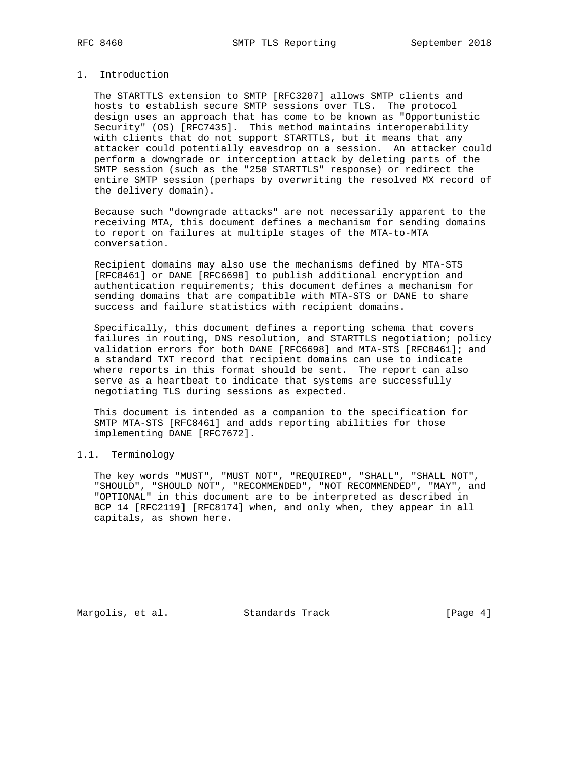## 1. Introduction

The STARTTLS extension to SMTP [RFC3207] allows SMTP clients and hosts to establish secure SMTP sessions over TLS. The protocol design uses an approach that has come to be known as "Opportunistic Security" (OS) [RFC7435]. This method maintains interoperability with clients that do not support STARTTLS, but it means that any attacker could potentially eavesdrop on a session. An attacker could perform a downgrade or interception attack by deleting parts of the SMTP session (such as the "250 STARTTLS" response) or redirect the entire SMTP session (perhaps by overwriting the resolved MX record of the delivery domain).

Because such "downgrade attacks" are not necessarily apparent to the receiving MTA, this document defines a mechanism for sending domains to report on failures at multiple stages of the MTA-to-MTA conversation.

Recipient domains may also use the mechanisms defined by MTA-STS [RFC8461] or DANE [RFC6698] to publish additional encryption and authentication requirements; this document defines a mechanism for sending domains that are compatible with MTA-STS or DANE to share success and failure statistics with recipient domains.

Specifically, this document defines a reporting schema that covers failures in routing, DNS resolution, and STARTTLS negotiation; policy validation errors for both DANE [RFC6698] and MTA-STS [RFC8461]; and a standard TXT record that recipient domains can use to indicate where reports in this format should be sent. The report can also serve as a heartbeat to indicate that systems are successfully negotiating TLS during sessions as expected.

This document is intended as a companion to the specification for SMTP MTA-STS [RFC8461] and adds reporting abilities for those implementing DANE [RFC7672].

### 1.1. Terminology

The key words "MUST", "MUST NOT", "REQUIRED", "SHALL", "SHALL NOT", "SHOULD", "SHOULD NOT", "RECOMMENDED", "NOT RECOMMENDED", "MAY", and "OPTIONAL" in this document are to be interpreted as described in BCP 14 [RFC2119] [RFC8174] when, and only when, they appear in all capitals, as shown here.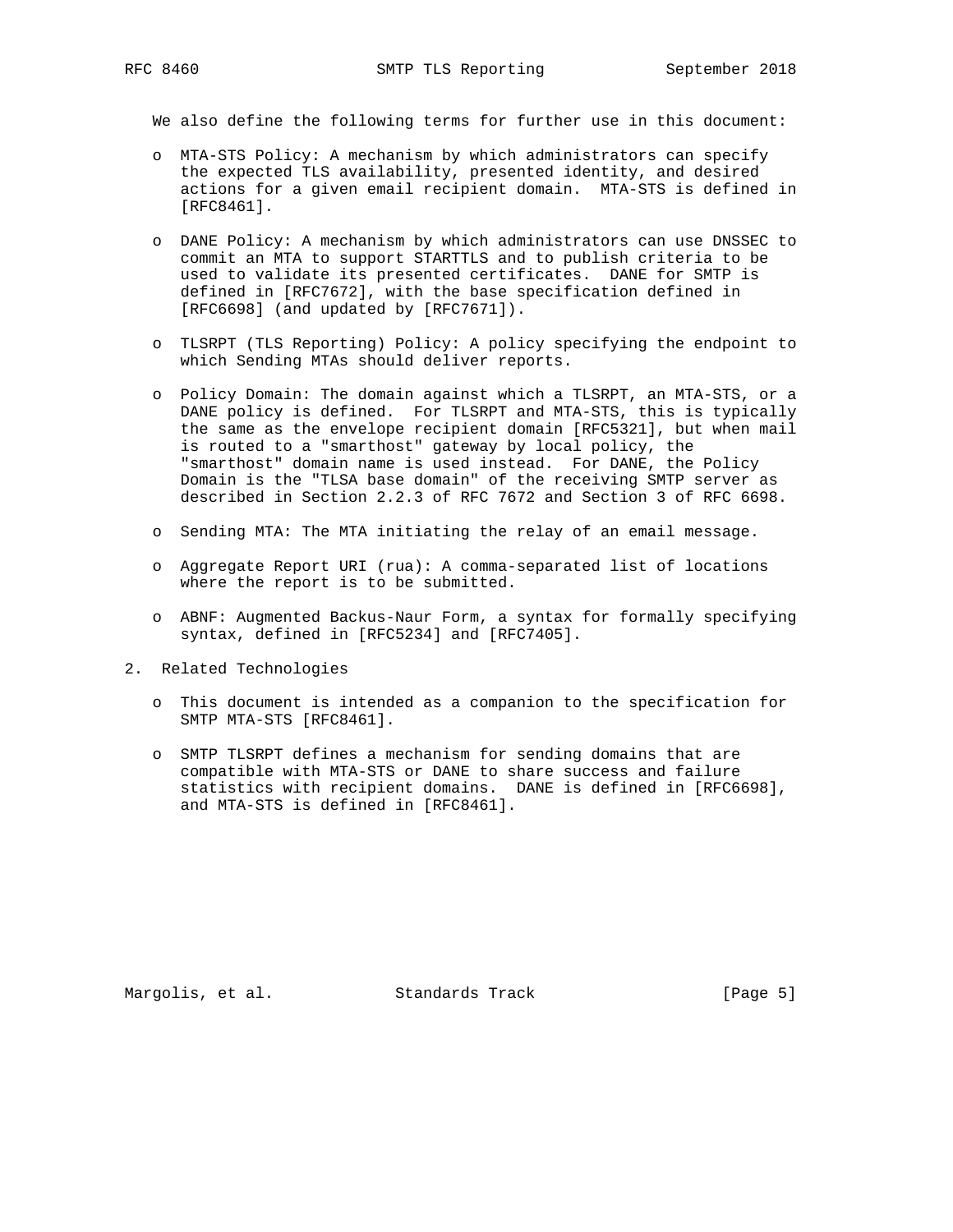We also define the following terms for further use in this document:

- MTA-STS Policy: A mechanism by which administrators can specify the expected TLS availability, presented identity, and desired actions for a given email recipient domain. MTA-STS is defined in [RFC8461].

- DANE Policy: A mechanism by which administrators can use DNSSEC to commit an MTA to support STARTTLS and to publish criteria to be used to validate its presented certificates. DANE for SMTP is defined in [RFC7672], with the base specification defined in [RFC6698] (and updated by [RFC7671]).

- TLSRPT (TLS Reporting) Policy: A policy specifying the endpoint to which Sending MTAs should deliver reports.

- Policy Domain: The domain against which a TLSRPT, an MTA-STS, or a DANE policy is defined. For TLSRPT and MTA-STS, this is typically the same as the envelope recipient domain [RFC5321], but when mail is routed to a "smarthost" gateway by local policy, the "smarthost" domain name is used instead. For DANE, the Policy Domain is the "TLSA base domain" of the receiving SMTP server as described in Section 2.2.3 of RFC 7672 and Section 3 of RFC 6698.

- Sending MTA: The MTA initiating the relay of an email message.

- Aggregate Report URI (rua): A comma-separated list of locations where the report is to be submitted.

- ABNF: Augmented Backus-Naur Form, a syntax for formally specifying syntax, defined in [RFC5234] and [RFC7405].

## 2. Related Technologies

- This document is intended as a companion to the specification for SMTP MTA-STS [RFC8461].

- SMTP TLSRPT defines a mechanism for sending domains that are compatible with MTA-STS or DANE to share success and failure statistics with recipient domains. DANE is defined in [RFC6698], and MTA-STS is defined in [RFC8461].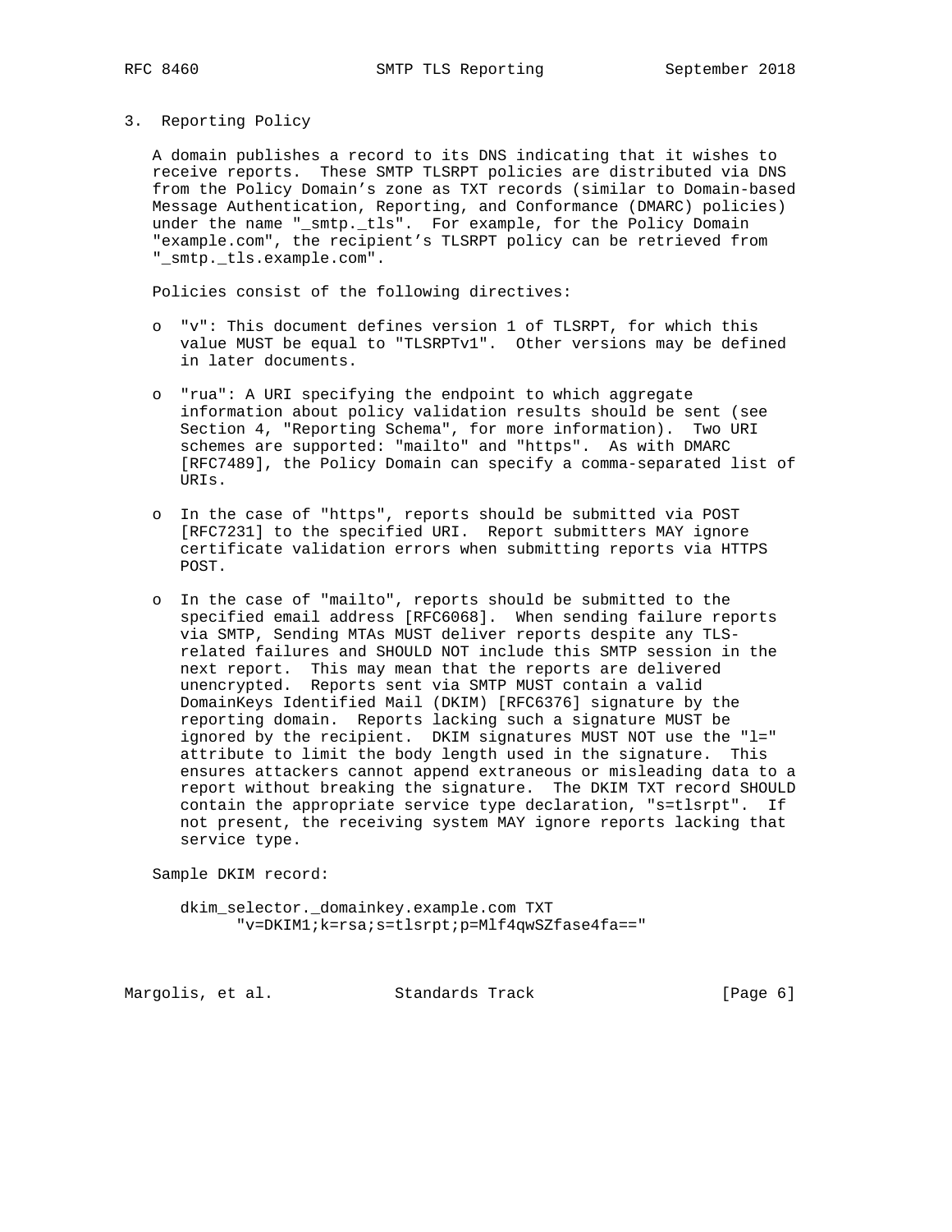## 3. Reporting Policy

A domain publishes a record to its DNS indicating that it wishes to receive reports. These SMTP TLSRPT policies are distributed via DNS from the Policy Domain's zone as TXT records (similar to Domain-based Message Authentication, Reporting, and Conformance (DMARC) policies) under the name "_smtp._tls". For example, for the Policy Domain "example.com", the recipient's TLSRPT policy can be retrieved from "_smtp._tls.example.com".

Policies consist of the following directives:

- "v": This document defines version 1 of TLSRPT, for which this value MUST be equal to "TLSRPTv1". Other versions may be defined in later documents.

- "rua": A URI specifying the endpoint to which aggregate information about policy validation results should be sent (see Section 4, "Reporting Schema", for more information). Two URI schemes are supported: "mailto" and "https". As with DMARC [RFC7489], the Policy Domain can specify a comma-separated list of URIs.

- In the case of "https", reports should be submitted via POST [RFC7231] to the specified URI. Report submitters MAY ignore certificate validation errors when submitting reports via HTTPS POST.

- In the case of "mailto", reports should be submitted to the specified email address [RFC6068]. When sending failure reports via SMTP, Sending MTAs MUST deliver reports despite any TLS-related failures and SHOULD NOT include this SMTP session in the next report. This may mean that the reports are delivered unencrypted. Reports sent via SMTP MUST contain a valid DomainKeys Identified Mail (DKIM) [RFC6376] signature by the reporting domain. Reports lacking such a signature MUST be ignored by the recipient. DKIM signatures MUST NOT use the "l=" attribute to limit the body length used in the signature. This ensures attackers cannot append extraneous or misleading data to a report without breaking the signature. The DKIM TXT record SHOULD contain the appropriate service type declaration, "s=tlsrpt". If not present, the receiving system MAY ignore reports lacking that service type.

Sample DKIM record:

```
dkim_selector._domainkey.example.com TXT
      "v=DKIM1;k=rsa;s=tlsrpt;p=Mlf4qwSZfase4fa=="
```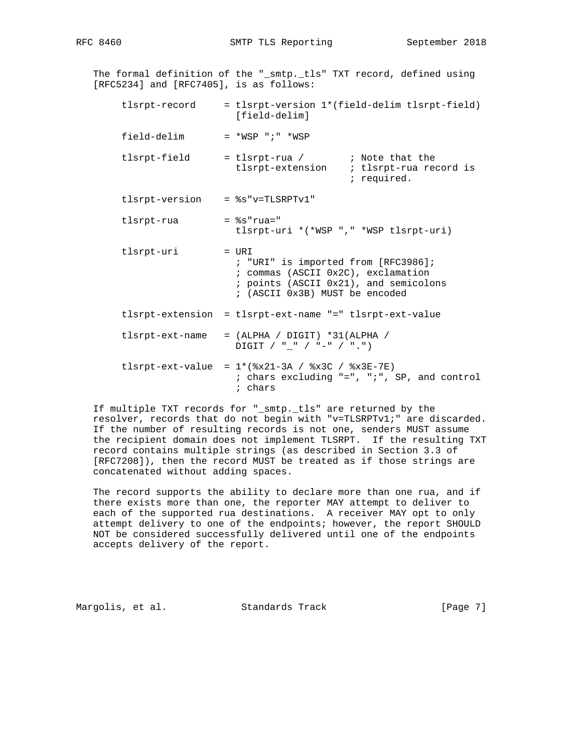The formal definition of the "_smtp._tls" TXT record, defined using [RFC5234] and [RFC7405], is as follows:

```
tlsrpt-record     = tlsrpt-version 1*(field-delim tlsrpt-field)
                    [field-delim]

field-delim       = *WSP ";" *WSP

tlsrpt-field      = tlsrpt-rua /        ; Note that the
                    tlsrpt-extension    ; tlsrpt-rua record is
                                        ; required.

tlsrpt-version    = %s"v=TLSRPTv1"

tlsrpt-rua        = %s"rua="
                    tlsrpt-uri *(*WSP "," *WSP tlsrpt-uri)

tlsrpt-uri        = URI
                    ; "URI" is imported from [RFC3986];
                    ; commas (ASCII 0x2C), exclamation
                    ; points (ASCII 0x21), and semicolons
                    ; (ASCII 0x3B) MUST be encoded

tlsrpt-extension  = tlsrpt-ext-name "=" tlsrpt-ext-value

tlsrpt-ext-name   = (ALPHA / DIGIT) *31(ALPHA /
                    DIGIT / "_" / "-" / ".")

tlsrpt-ext-value  = 1*(%x21-3A / %x3C / %x3E-7E)
                    ; chars excluding "=", ";", SP, and control
                    ; chars
```

If multiple TXT records for "_smtp._tls" are returned by the resolver, records that do not begin with "v=TLSRPTv1;" are discarded. If the number of resulting records is not one, senders MUST assume the recipient domain does not implement TLSRPT. If the resulting TXT record contains multiple strings (as described in Section 3.3 of [RFC7208]), then the record MUST be treated as if those strings are concatenated without adding spaces.

The record supports the ability to declare more than one rua, and if there exists more than one, the reporter MAY attempt to deliver to each of the supported rua destinations. A receiver MAY opt to only attempt delivery to one of the endpoints; however, the report SHOULD NOT be considered successfully delivered until one of the endpoints accepts delivery of the report.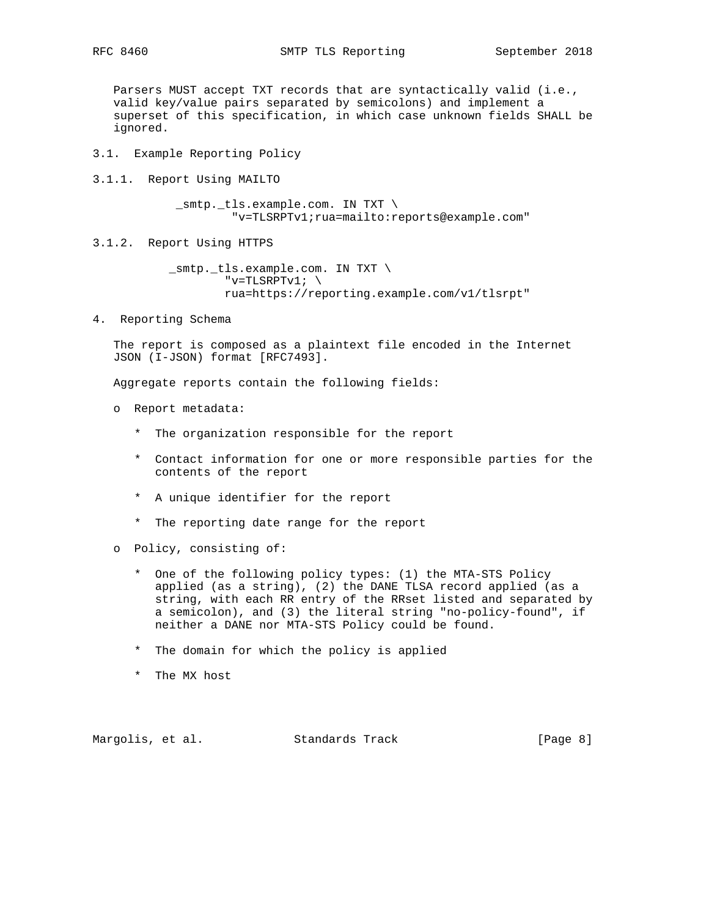Parsers MUST accept TXT records that are syntactically valid (i.e., valid key/value pairs separated by semicolons) and implement a superset of this specification, in which case unknown fields SHALL be ignored.

### 3.1. Example Reporting Policy

#### 3.1.1. Report Using MAILTO

```
_smtp._tls.example.com. IN TXT \
        "v=TLSRPTv1;rua=mailto:reports@example.com"
```

#### 3.1.2. Report Using HTTPS

```
_smtp._tls.example.com. IN TXT \
        "v=TLSRPTv1; \
        rua=https://reporting.example.com/v1/tlsrpt"
```

## 4. Reporting Schema

The report is composed as a plaintext file encoded in the Internet JSON (I-JSON) format [RFC7493].

Aggregate reports contain the following fields:

- Report metadata:
  - The organization responsible for the report
  - Contact information for one or more responsible parties for the contents of the report
  - A unique identifier for the report
  - The reporting date range for the report
- Policy, consisting of:
  - One of the following policy types: (1) the MTA-STS Policy applied (as a string), (2) the DANE TLSA record applied (as a string, with each RR entry of the RRset listed and separated by a semicolon), and (3) the literal string "no-policy-found", if neither a DANE nor MTA-STS Policy could be found.
  - The domain for which the policy is applied
  - The MX host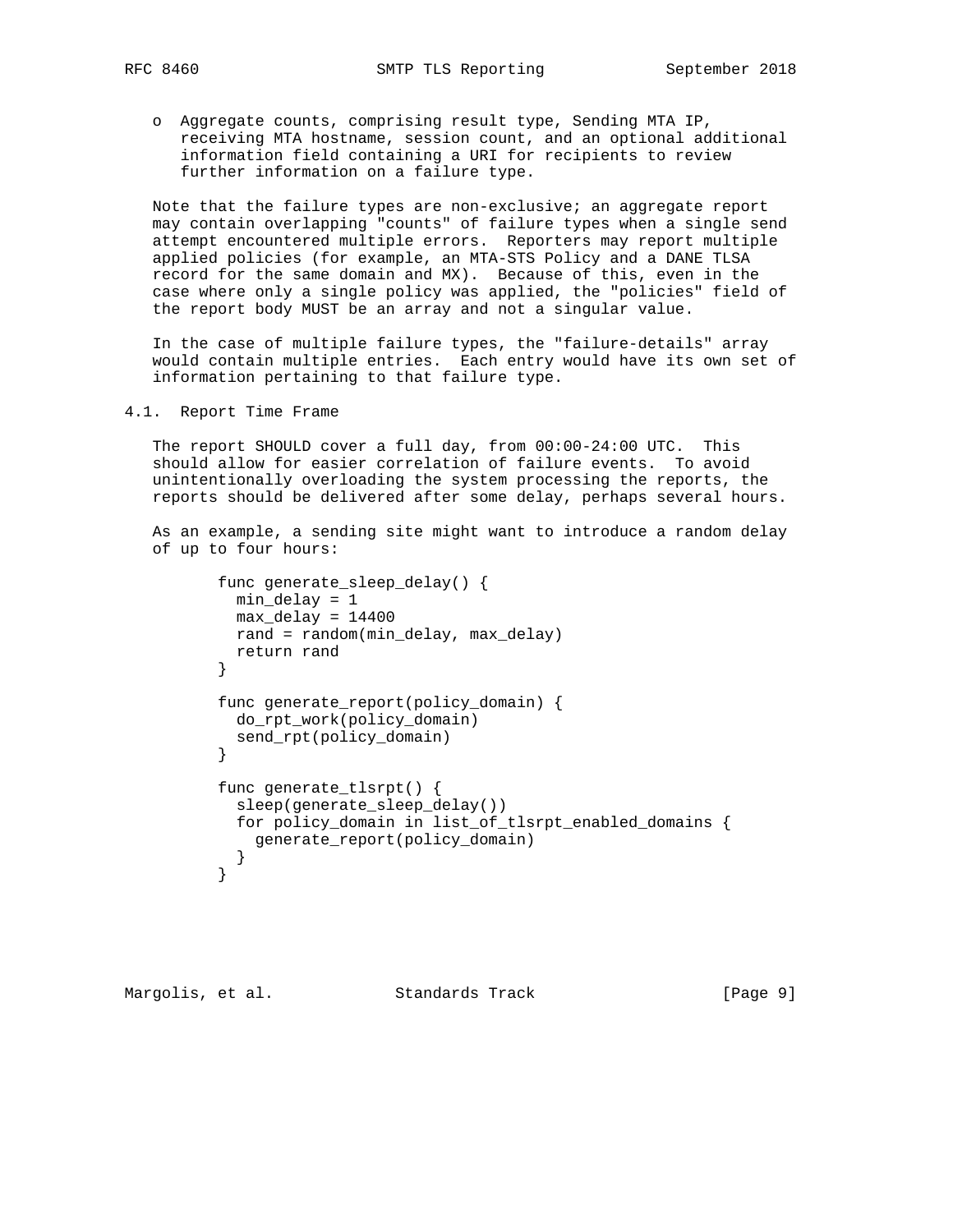- Aggregate counts, comprising result type, Sending MTA IP, receiving MTA hostname, session count, and an optional additional information field containing a URI for recipients to review further information on a failure type.

Note that the failure types are non-exclusive; an aggregate report may contain overlapping "counts" of failure types when a single send attempt encountered multiple errors. Reporters may report multiple applied policies (for example, an MTA-STS Policy and a DANE TLSA record for the same domain and MX). Because of this, even in the case where only a single policy was applied, the "policies" field of the report body MUST be an array and not a singular value.

In the case of multiple failure types, the "failure-details" array would contain multiple entries. Each entry would have its own set of information pertaining to that failure type.

### 4.1. Report Time Frame

The report SHOULD cover a full day, from 00:00-24:00 UTC. This should allow for easier correlation of failure events. To avoid unintentionally overloading the system processing the reports, the reports should be delivered after some delay, perhaps several hours.

As an example, a sending site might want to introduce a random delay of up to four hours:

```
func generate_sleep_delay() {
  min_delay = 1
  max_delay = 14400
  rand = random(min_delay, max_delay)
  return rand
}

func generate_report(policy_domain) {
  do_rpt_work(policy_domain)
  send_rpt(policy_domain)
}

func generate_tlsrpt() {
  sleep(generate_sleep_delay())
  for policy_domain in list_of_tlsrpt_enabled_domains {
    generate_report(policy_domain)
  }
}
```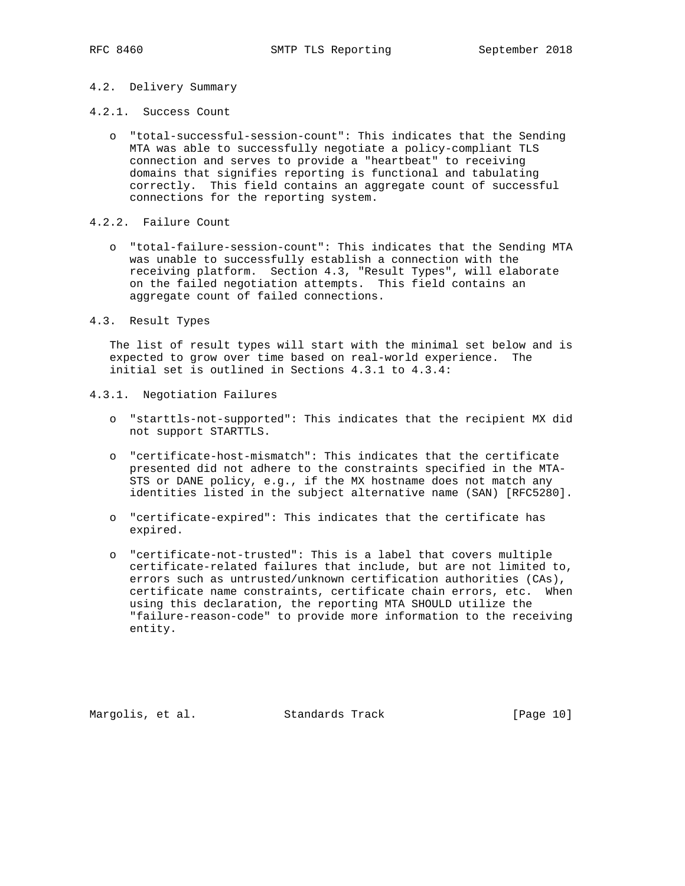### 4.2. Delivery Summary

#### 4.2.1. Success Count

- "total-successful-session-count": This indicates that the Sending MTA was able to successfully negotiate a policy-compliant TLS connection and serves to provide a "heartbeat" to receiving domains that signifies reporting is functional and tabulating correctly. This field contains an aggregate count of successful connections for the reporting system.

#### 4.2.2. Failure Count

- "total-failure-session-count": This indicates that the Sending MTA was unable to successfully establish a connection with the receiving platform. Section 4.3, "Result Types", will elaborate on the failed negotiation attempts. This field contains an aggregate count of failed connections.

### 4.3. Result Types

The list of result types will start with the minimal set below and is expected to grow over time based on real-world experience. The initial set is outlined in Sections 4.3.1 to 4.3.4:

#### 4.3.1. Negotiation Failures

- "starttls-not-supported": This indicates that the recipient MX did not support STARTTLS.

- "certificate-host-mismatch": This indicates that the certificate presented did not adhere to the constraints specified in the MTA-STS or DANE policy, e.g., if the MX hostname does not match any identities listed in the subject alternative name (SAN) [RFC5280].

- "certificate-expired": This indicates that the certificate has expired.

- "certificate-not-trusted": This is a label that covers multiple certificate-related failures that include, but are not limited to, errors such as untrusted/unknown certification authorities (CAs), certificate name constraints, certificate chain errors, etc. When using this declaration, the reporting MTA SHOULD utilize the "failure-reason-code" to provide more information to the receiving entity.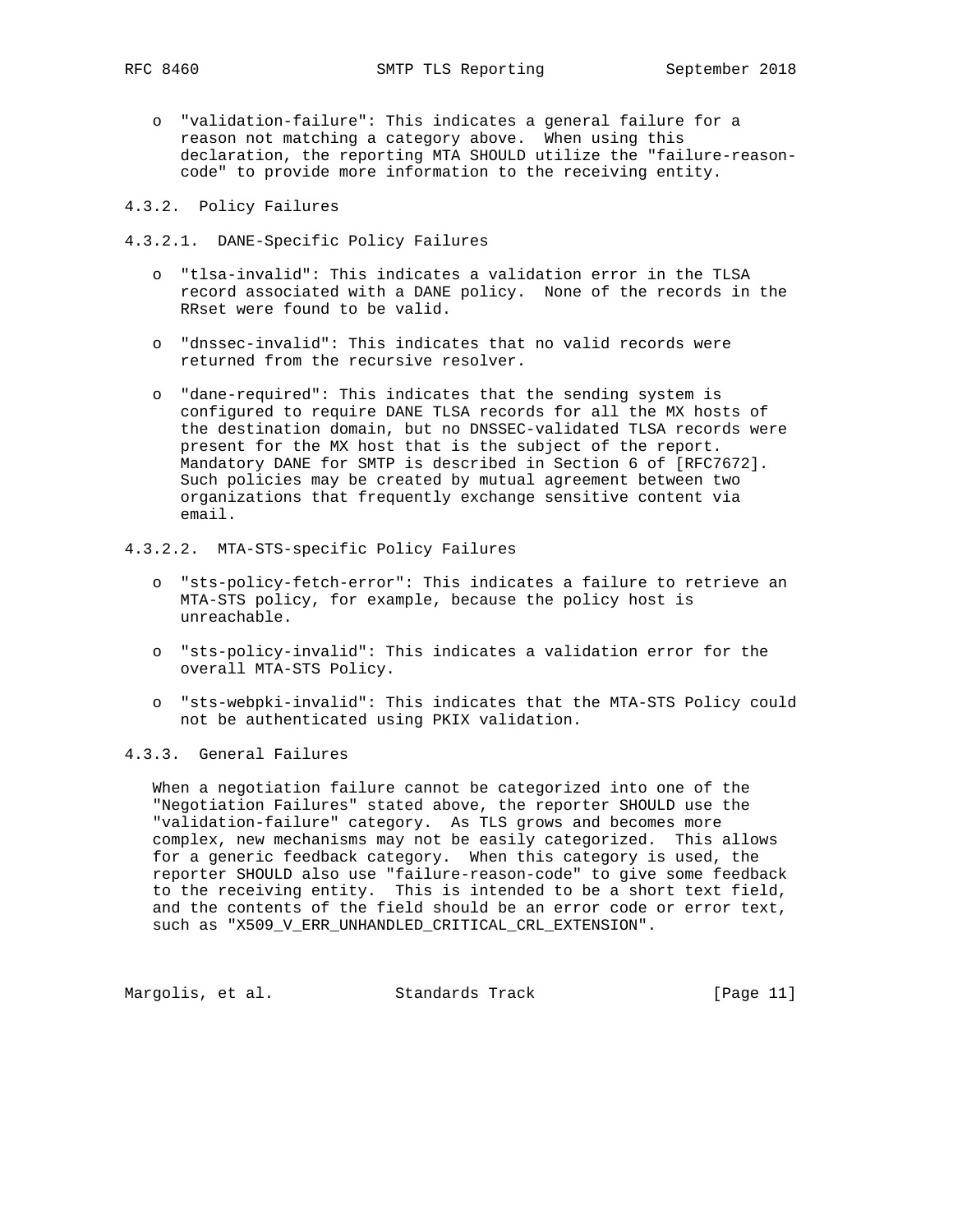- "validation-failure": This indicates a general failure for a reason not matching a category above. When using this declaration, the reporting MTA SHOULD utilize the "failure-reason-code" to provide more information to the receiving entity.

### 4.3.2. Policy Failures

#### 4.3.2.1. DANE-Specific Policy Failures

- "tlsa-invalid": This indicates a validation error in the TLSA record associated with a DANE policy. None of the records in the RRset were found to be valid.

- "dnssec-invalid": This indicates that no valid records were returned from the recursive resolver.

- "dane-required": This indicates that the sending system is configured to require DANE TLSA records for all the MX hosts of the destination domain, but no DNSSEC-validated TLSA records were present for the MX host that is the subject of the report. Mandatory DANE for SMTP is described in Section 6 of [RFC7672]. Such policies may be created by mutual agreement between two organizations that frequently exchange sensitive content via email.

#### 4.3.2.2. MTA-STS-specific Policy Failures

- "sts-policy-fetch-error": This indicates a failure to retrieve an MTA-STS policy, for example, because the policy host is unreachable.

- "sts-policy-invalid": This indicates a validation error for the overall MTA-STS Policy.

- "sts-webpki-invalid": This indicates that the MTA-STS Policy could not be authenticated using PKIX validation.

### 4.3.3. General Failures

When a negotiation failure cannot be categorized into one of the "Negotiation Failures" stated above, the reporter SHOULD use the "validation-failure" category. As TLS grows and becomes more complex, new mechanisms may not be easily categorized. This allows for a generic feedback category. When this category is used, the reporter SHOULD also use "failure-reason-code" to give some feedback to the receiving entity. This is intended to be a short text field, and the contents of the field should be an error code or error text, such as "X509_V_ERR_UNHANDLED_CRITICAL_CRL_EXTENSION".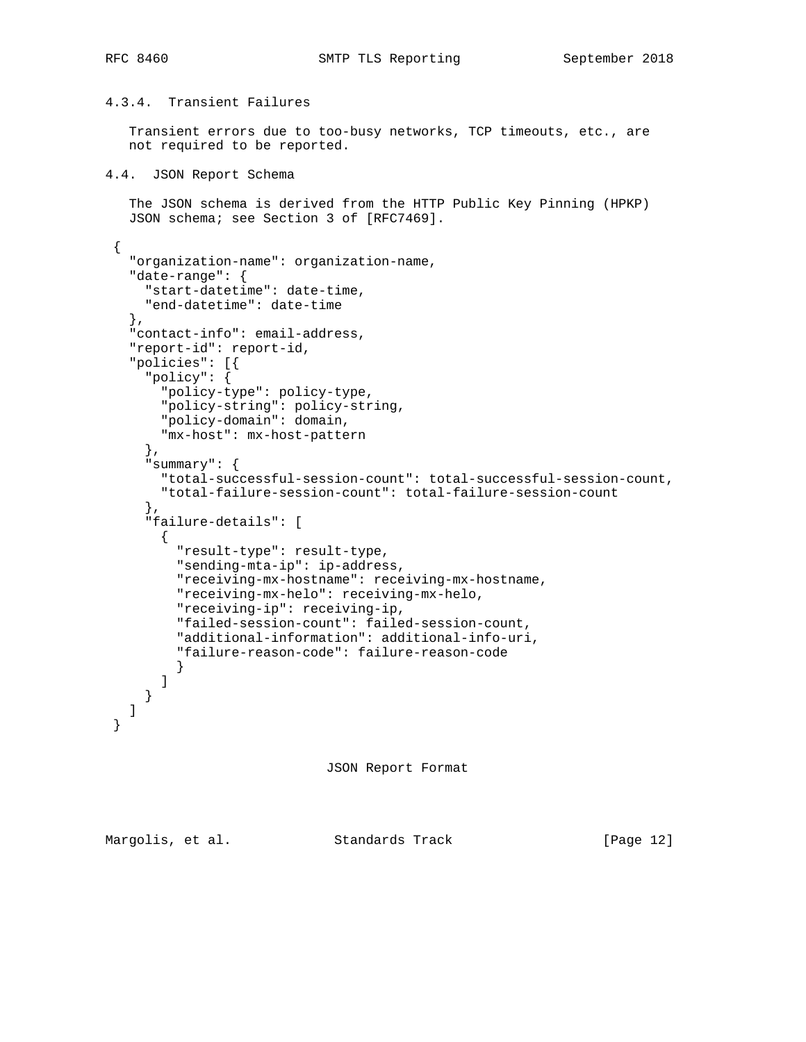#### 4.3.4. Transient Failures

Transient errors due to too-busy networks, TCP timeouts, etc., are not required to be reported.

### 4.4. JSON Report Schema

The JSON schema is derived from the HTTP Public Key Pinning (HPKP) JSON schema; see Section 3 of [RFC7469].

```
{
  "organization-name": organization-name,
  "date-range": {
    "start-datetime": date-time,
    "end-datetime": date-time
  },
  "contact-info": email-address,
  "report-id": report-id,
  "policies": [{
    "policy": {
      "policy-type": policy-type,
      "policy-string": policy-string,
      "policy-domain": domain,
      "mx-host": mx-host-pattern
    },
    "summary": {
      "total-successful-session-count": total-successful-session-count,
      "total-failure-session-count": total-failure-session-count
    },
    "failure-details": [
      {
        "result-type": result-type,
        "sending-mta-ip": ip-address,
        "receiving-mx-hostname": receiving-mx-hostname,
        "receiving-mx-helo": receiving-mx-helo,
        "receiving-ip": receiving-ip,
        "failed-session-count": failed-session-count,
        "additional-information": additional-info-uri,
        "failure-reason-code": failure-reason-code
        }
      ]
    }
  ]
}
```

JSON Report Format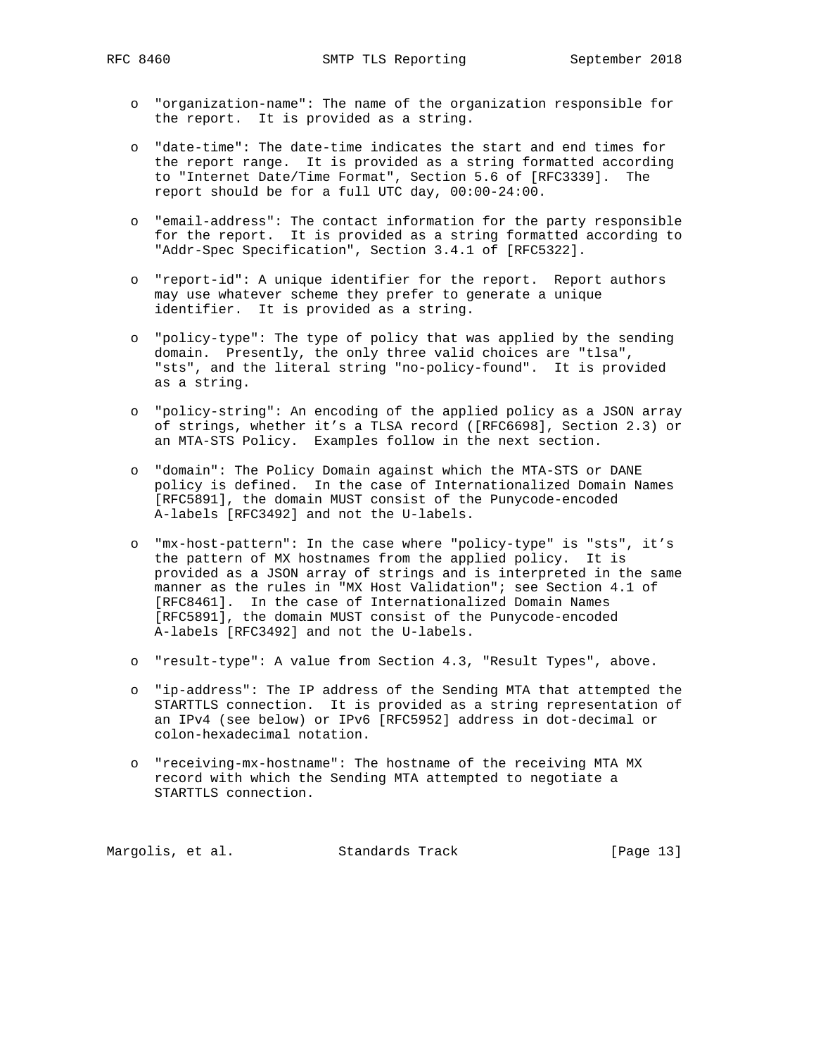- "organization-name": The name of the organization responsible for the report. It is provided as a string.

- "date-time": The date-time indicates the start and end times for the report range. It is provided as a string formatted according to "Internet Date/Time Format", Section 5.6 of [RFC3339]. The report should be for a full UTC day, 00:00-24:00.

- "email-address": The contact information for the party responsible for the report. It is provided as a string formatted according to "Addr-Spec Specification", Section 3.4.1 of [RFC5322].

- "report-id": A unique identifier for the report. Report authors may use whatever scheme they prefer to generate a unique identifier. It is provided as a string.

- "policy-type": The type of policy that was applied by the sending domain. Presently, the only three valid choices are "tlsa", "sts", and the literal string "no-policy-found". It is provided as a string.

- "policy-string": An encoding of the applied policy as a JSON array of strings, whether it's a TLSA record ([RFC6698], Section 2.3) or an MTA-STS Policy. Examples follow in the next section.

- "domain": The Policy Domain against which the MTA-STS or DANE policy is defined. In the case of Internationalized Domain Names [RFC5891], the domain MUST consist of the Punycode-encoded A-labels [RFC3492] and not the U-labels.

- "mx-host-pattern": In the case where "policy-type" is "sts", it's the pattern of MX hostnames from the applied policy. It is provided as a JSON array of strings and is interpreted in the same manner as the rules in "MX Host Validation"; see Section 4.1 of [RFC8461]. In the case of Internationalized Domain Names [RFC5891], the domain MUST consist of the Punycode-encoded A-labels [RFC3492] and not the U-labels.

- "result-type": A value from Section 4.3, "Result Types", above.

- "ip-address": The IP address of the Sending MTA that attempted the STARTTLS connection. It is provided as a string representation of an IPv4 (see below) or IPv6 [RFC5952] address in dot-decimal or colon-hexadecimal notation.

- "receiving-mx-hostname": The hostname of the receiving MTA MX record with which the Sending MTA attempted to negotiate a STARTTLS connection.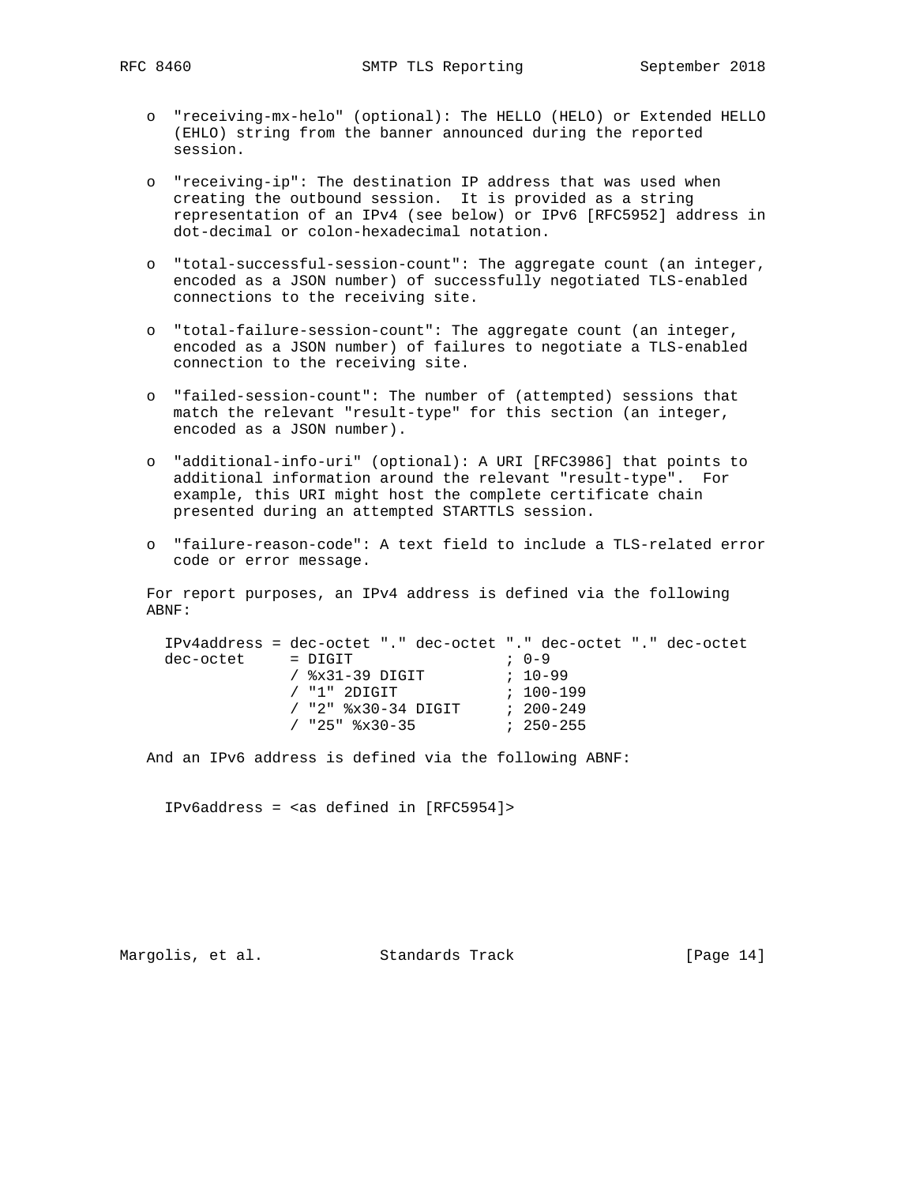- "receiving-mx-helo" (optional): The HELLO (HELO) or Extended HELLO (EHLO) string from the banner announced during the reported session.

- "receiving-ip": The destination IP address that was used when creating the outbound session. It is provided as a string representation of an IPv4 (see below) or IPv6 [RFC5952] address in dot-decimal or colon-hexadecimal notation.

- "total-successful-session-count": The aggregate count (an integer, encoded as a JSON number) of successfully negotiated TLS-enabled connections to the receiving site.

- "total-failure-session-count": The aggregate count (an integer, encoded as a JSON number) of failures to negotiate a TLS-enabled connection to the receiving site.

- "failed-session-count": The number of (attempted) sessions that match the relevant "result-type" for this section (an integer, encoded as a JSON number).

- "additional-info-uri" (optional): A URI [RFC3986] that points to additional information around the relevant "result-type". For example, this URI might host the complete certificate chain presented during an attempted STARTTLS session.

- "failure-reason-code": A text field to include a TLS-related error code or error message.

For report purposes, an IPv4 address is defined via the following ABNF:

```
IPv4address = dec-octet "." dec-octet "." dec-octet "." dec-octet
dec-octet     = DIGIT                 ; 0-9
              / %x31-39 DIGIT         ; 10-99
              / "1" 2DIGIT            ; 100-199
              / "2" %x30-34 DIGIT     ; 200-249
              / "25" %x30-35          ; 250-255
```

And an IPv6 address is defined via the following ABNF:

```
IPv6address = <as defined in [RFC5954]>
```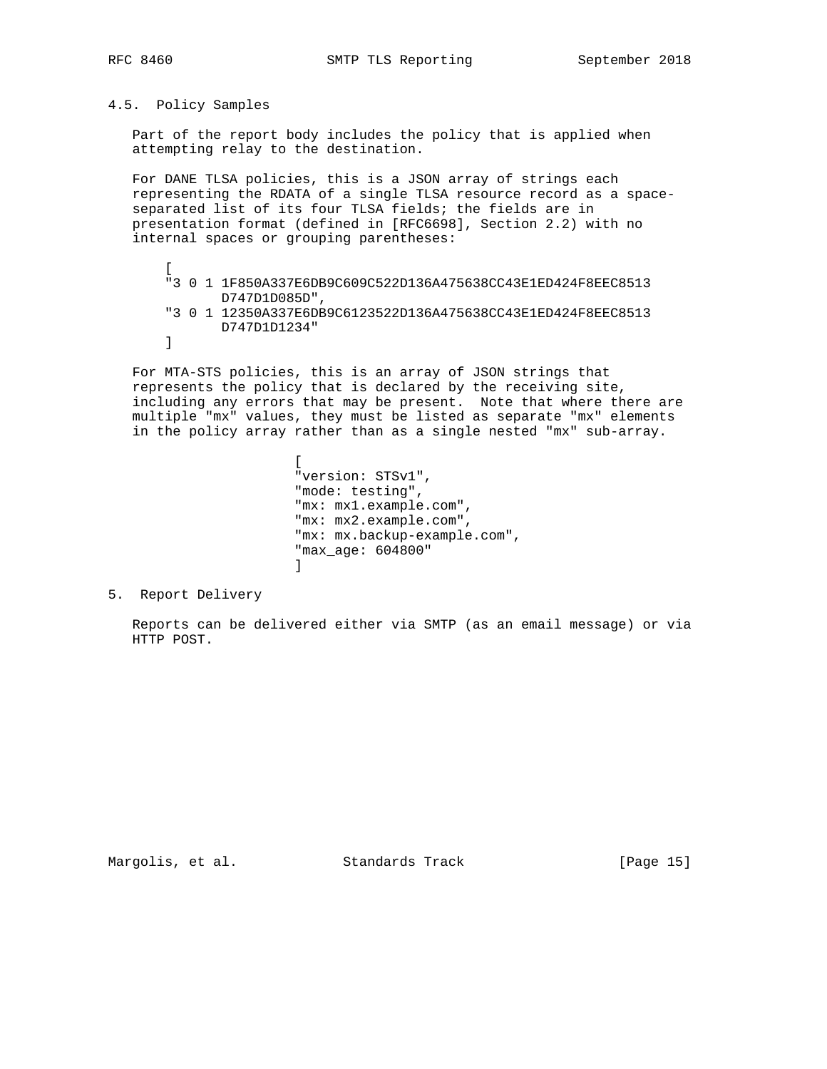### 4.5. Policy Samples

Part of the report body includes the policy that is applied when attempting relay to the destination.

For DANE TLSA policies, this is a JSON array of strings each representing the RDATA of a single TLSA resource record as a space-separated list of its four TLSA fields; the fields are in presentation format (defined in [RFC6698], Section 2.2) with no internal spaces or grouping parentheses:

```
[
"3 0 1 1F850A337E6DB9C609C522D136A475638CC43E1ED424F8EEC8513
       D747D1D085D",
"3 0 1 12350A337E6DB9C6123522D136A475638CC43E1ED424F8EEC8513
       D747D1D1234"
]
```

For MTA-STS policies, this is an array of JSON strings that represents the policy that is declared by the receiving site, including any errors that may be present. Note that where there are multiple "mx" values, they must be listed as separate "mx" elements in the policy array rather than as a single nested "mx" sub-array.

```
[
"version: STSv1",
"mode: testing",
"mx: mx1.example.com",
"mx: mx2.example.com",
"mx: mx.backup-example.com",
"max_age: 604800"
]
```

## 5. Report Delivery

Reports can be delivered either via SMTP (as an email message) or via HTTP POST.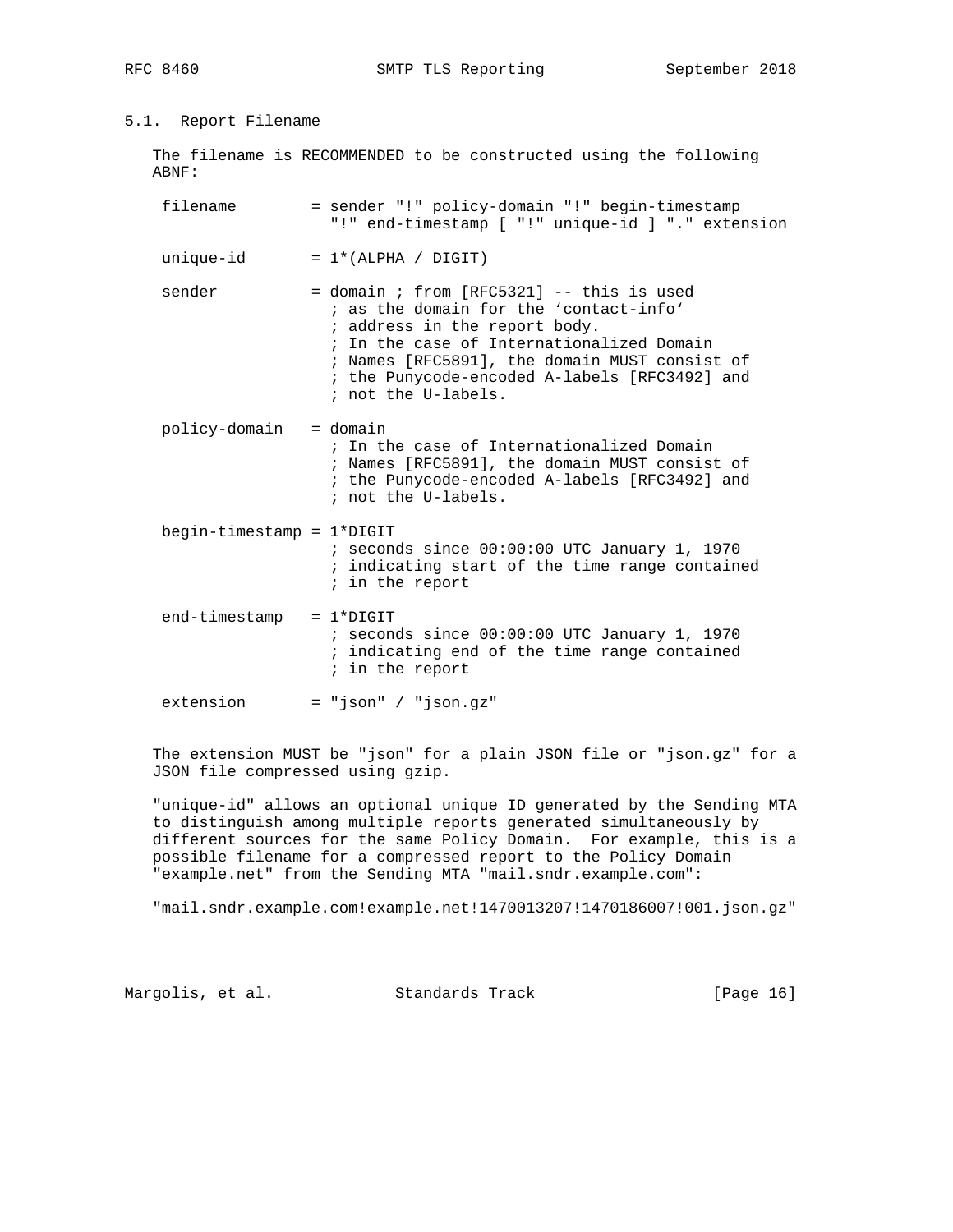### 5.1. Report Filename

The filename is RECOMMENDED to be constructed using the following ABNF:

```
 filename        = sender "!" policy-domain "!" begin-timestamp
                   "!" end-timestamp [ "!" unique-id ] "." extension

 unique-id       = 1*(ALPHA / DIGIT)

 sender          = domain ; from [RFC5321] -- this is used
                   ; as the domain for the `contact-info`
                   ; address in the report body.
                   ; In the case of Internationalized Domain
                   ; Names [RFC5891], the domain MUST consist of
                   ; the Punycode-encoded A-labels [RFC3492] and
                   ; not the U-labels.

 policy-domain   = domain
                   ; In the case of Internationalized Domain
                   ; Names [RFC5891], the domain MUST consist of
                   ; the Punycode-encoded A-labels [RFC3492] and
                   ; not the U-labels.

 begin-timestamp = 1*DIGIT
                   ; seconds since 00:00:00 UTC January 1, 1970
                   ; indicating start of the time range contained
                   ; in the report

 end-timestamp   = 1*DIGIT
                   ; seconds since 00:00:00 UTC January 1, 1970
                   ; indicating end of the time range contained
                   ; in the report

 extension       = "json" / "json.gz"
```

The extension MUST be "json" for a plain JSON file or "json.gz" for a JSON file compressed using gzip.

"unique-id" allows an optional unique ID generated by the Sending MTA to distinguish among multiple reports generated simultaneously by different sources for the same Policy Domain. For example, this is a possible filename for a compressed report to the Policy Domain "example.net" from the Sending MTA "mail.sndr.example.com":

"mail.sndr.example.com!example.net!1470013207!1470186007!001.json.gz"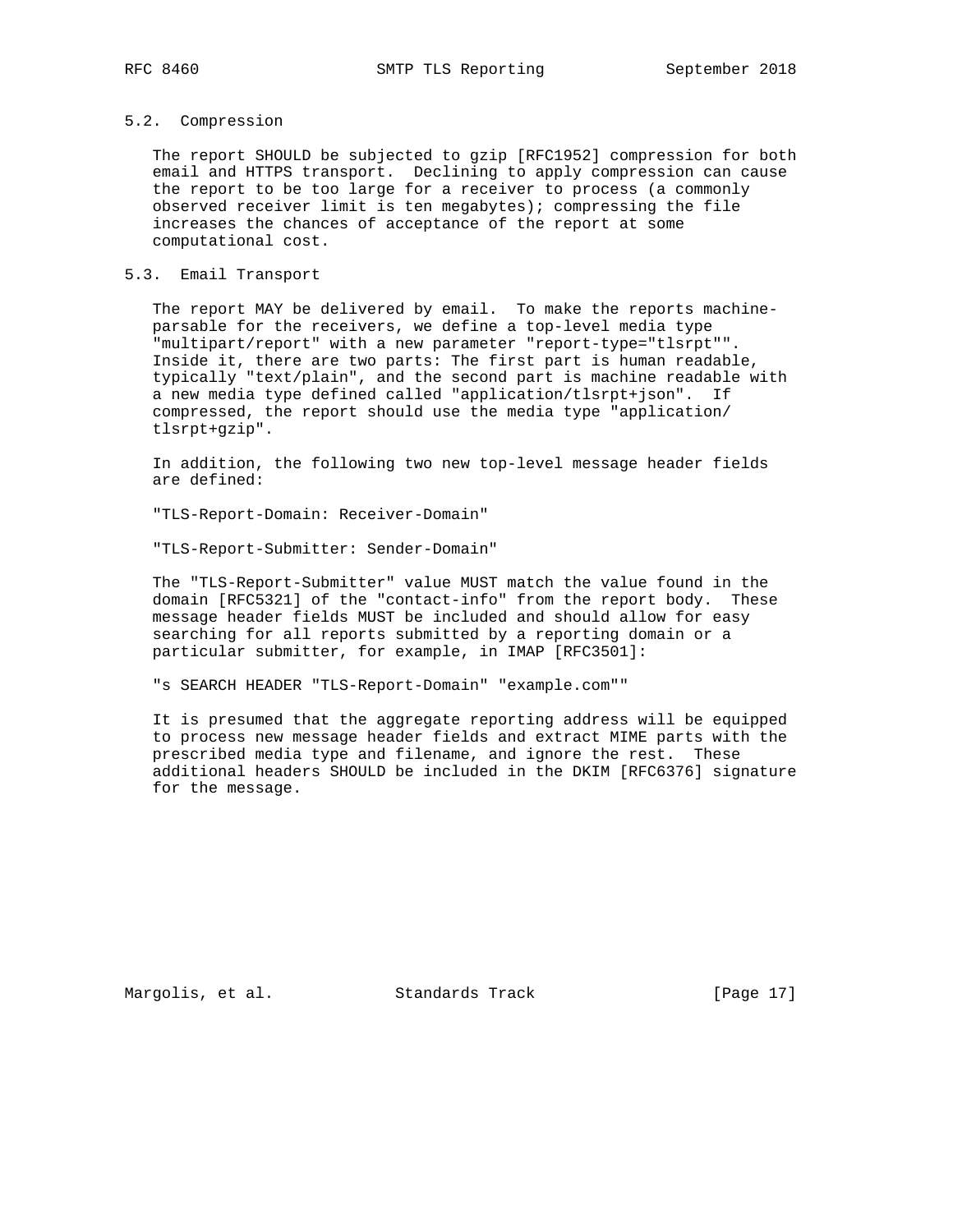### 5.2. Compression

The report SHOULD be subjected to gzip [RFC1952] compression for both email and HTTPS transport. Declining to apply compression can cause the report to be too large for a receiver to process (a commonly observed receiver limit is ten megabytes); compressing the file increases the chances of acceptance of the report at some computational cost.

### 5.3. Email Transport

The report MAY be delivered by email. To make the reports machine-parsable for the receivers, we define a top-level media type "multipart/report" with a new parameter "report-type="tlsrpt"". Inside it, there are two parts: The first part is human readable, typically "text/plain", and the second part is machine readable with a new media type defined called "application/tlsrpt+json". If compressed, the report should use the media type "application/tlsrpt+gzip".

In addition, the following two new top-level message header fields are defined:

"TLS-Report-Domain: Receiver-Domain"

"TLS-Report-Submitter: Sender-Domain"

The "TLS-Report-Submitter" value MUST match the value found in the domain [RFC5321] of the "contact-info" from the report body. These message header fields MUST be included and should allow for easy searching for all reports submitted by a reporting domain or a particular submitter, for example, in IMAP [RFC3501]:

"s SEARCH HEADER "TLS-Report-Domain" "example.com""

It is presumed that the aggregate reporting address will be equipped to process new message header fields and extract MIME parts with the prescribed media type and filename, and ignore the rest. These additional headers SHOULD be included in the DKIM [RFC6376] signature for the message.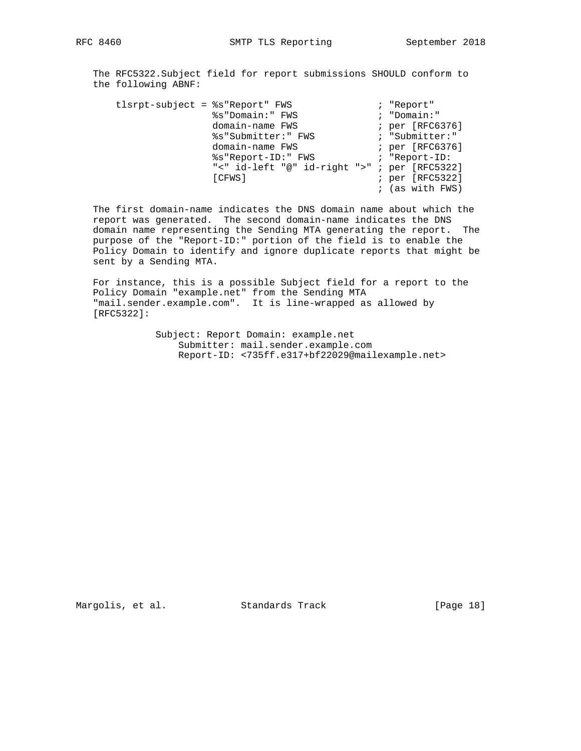The RFC5322.Subject field for report submissions SHOULD conform to the following ABNF:

```
tlsrpt-subject = %s"Report" FWS               ; "Report"
                 %s"Domain:" FWS              ; "Domain:"
                 domain-name FWS              ; per [RFC6376]
                 %s"Submitter:" FWS           ; "Submitter:"
                 domain-name FWS              ; per [RFC6376]
                 %s"Report-ID:" FWS           ; "Report-ID:
                 "<" id-left "@" id-right ">" ; per [RFC5322]
                 [CFWS]                       ; per [RFC5322]
                                              ; (as with FWS)
```

The first domain-name indicates the DNS domain name about which the report was generated. The second domain-name indicates the DNS domain name representing the Sending MTA generating the report. The purpose of the "Report-ID:" portion of the field is to enable the Policy Domain to identify and ignore duplicate reports that might be sent by a Sending MTA.

For instance, this is a possible Subject field for a report to the Policy Domain "example.net" from the Sending MTA "mail.sender.example.com". It is line-wrapped as allowed by [RFC5322]:

```
Subject: Report Domain: example.net
    Submitter: mail.sender.example.com
    Report-ID: <735ff.e317+bf22029@mailexample.net>
```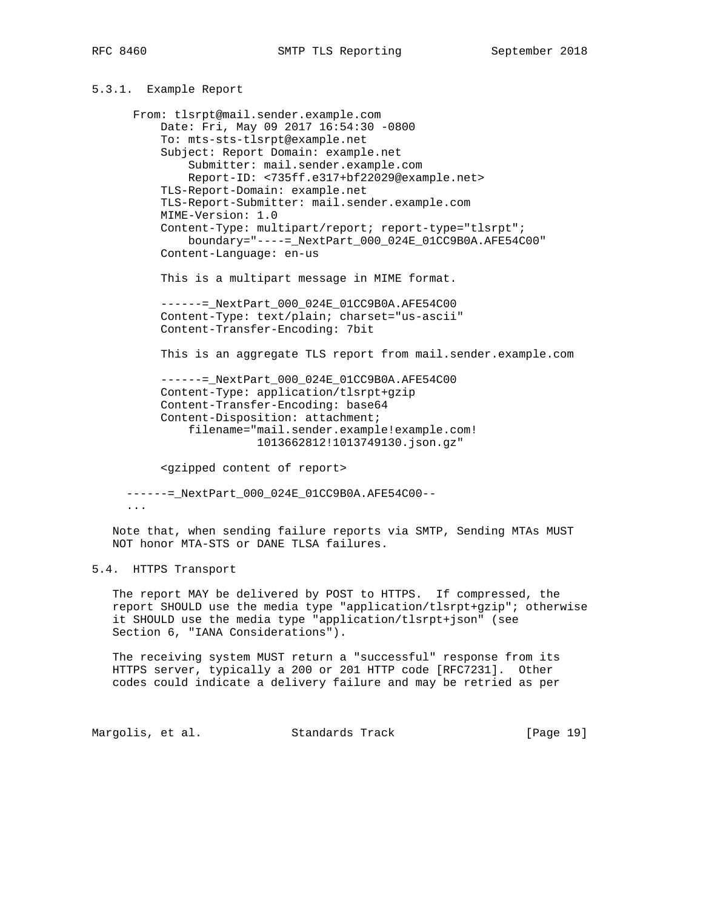### 5.3.1. Example Report

```
 From: tlsrpt@mail.sender.example.com
     Date: Fri, May 09 2017 16:54:30 -0800
     To: mts-sts-tlsrpt@example.net
     Subject: Report Domain: example.net
         Submitter: mail.sender.example.com
         Report-ID: <735ff.e317+bf22029@example.net>
     TLS-Report-Domain: example.net
     TLS-Report-Submitter: mail.sender.example.com
     MIME-Version: 1.0
     Content-Type: multipart/report; report-type="tlsrpt";
         boundary="----=_NextPart_000_024E_01CC9B0A.AFE54C00"
     Content-Language: en-us

     This is a multipart message in MIME format.

     ------=_NextPart_000_024E_01CC9B0A.AFE54C00
     Content-Type: text/plain; charset="us-ascii"
     Content-Transfer-Encoding: 7bit

     This is an aggregate TLS report from mail.sender.example.com

     ------=_NextPart_000_024E_01CC9B0A.AFE54C00
     Content-Type: application/tlsrpt+gzip
     Content-Transfer-Encoding: base64
     Content-Disposition: attachment;
         filename="mail.sender.example!example.com!
                   1013662812!1013749130.json.gz"

     <gzipped content of report>

------=_NextPart_000_024E_01CC9B0A.AFE54C00--
...
```

Note that, when sending failure reports via SMTP, Sending MTAs MUST NOT honor MTA-STS or DANE TLSA failures.

## 5.4. HTTPS Transport

The report MAY be delivered by POST to HTTPS. If compressed, the report SHOULD use the media type "application/tlsrpt+gzip"; otherwise it SHOULD use the media type "application/tlsrpt+json" (see Section 6, "IANA Considerations").

The receiving system MUST return a "successful" response from its HTTPS server, typically a 200 or 201 HTTP code [RFC7231]. Other codes could indicate a delivery failure and may be retried as per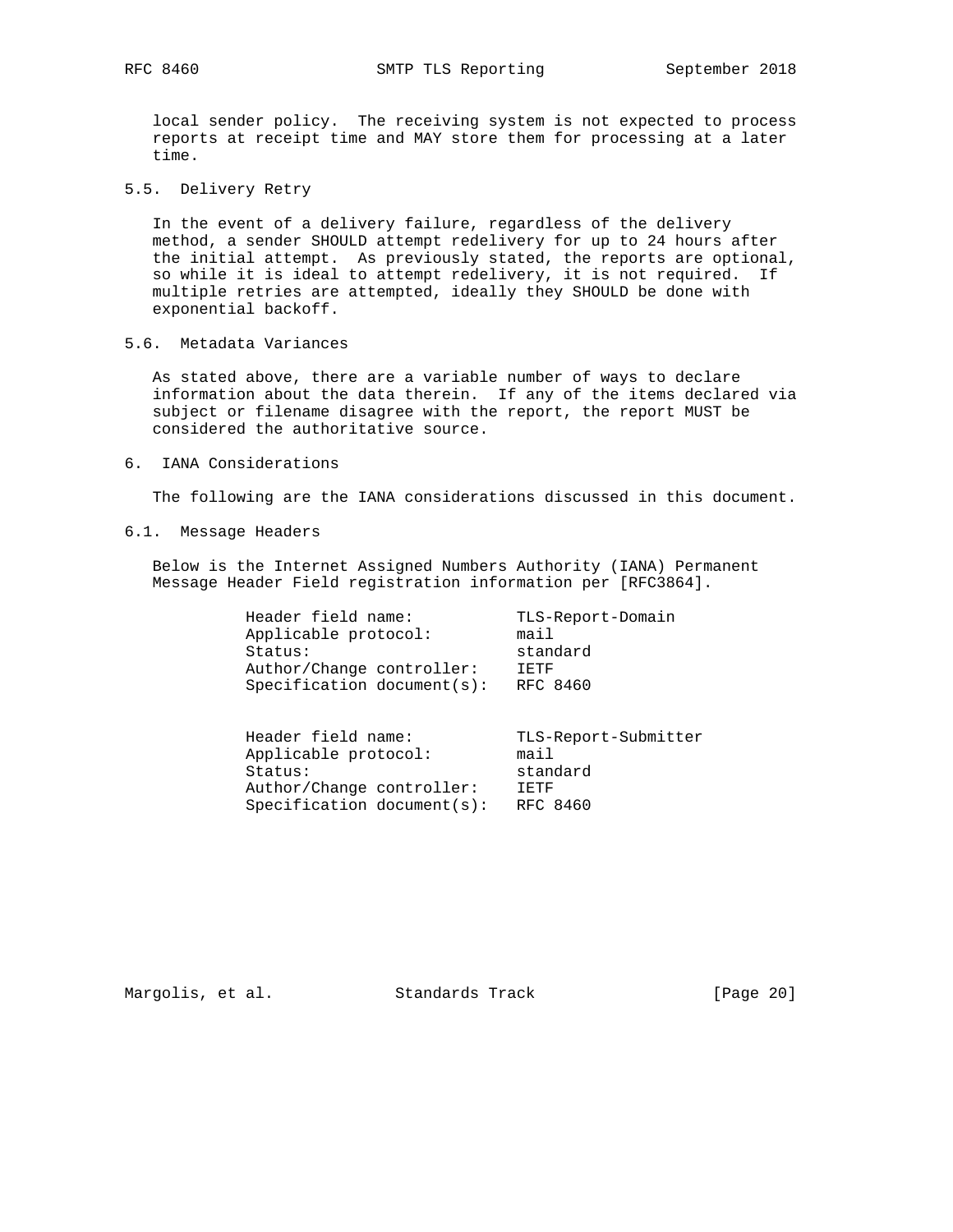local sender policy. The receiving system is not expected to process reports at receipt time and MAY store them for processing at a later time.

### 5.5. Delivery Retry

In the event of a delivery failure, regardless of the delivery method, a sender SHOULD attempt redelivery for up to 24 hours after the initial attempt. As previously stated, the reports are optional, so while it is ideal to attempt redelivery, it is not required. If multiple retries are attempted, ideally they SHOULD be done with exponential backoff.

### 5.6. Metadata Variances

As stated above, there are a variable number of ways to declare information about the data therein. If any of the items declared via subject or filename disagree with the report, the report MUST be considered the authoritative source.

## 6. IANA Considerations

The following are the IANA considerations discussed in this document.

### 6.1. Message Headers

Below is the Internet Assigned Numbers Authority (IANA) Permanent Message Header Field registration information per [RFC3864].

```
Header field name:           TLS-Report-Domain
Applicable protocol:         mail
Status:                      standard
Author/Change controller:    IETF
Specification document(s):   RFC 8460


Header field name:           TLS-Report-Submitter
Applicable protocol:         mail
Status:                      standard
Author/Change controller:    IETF
Specification document(s):   RFC 8460
```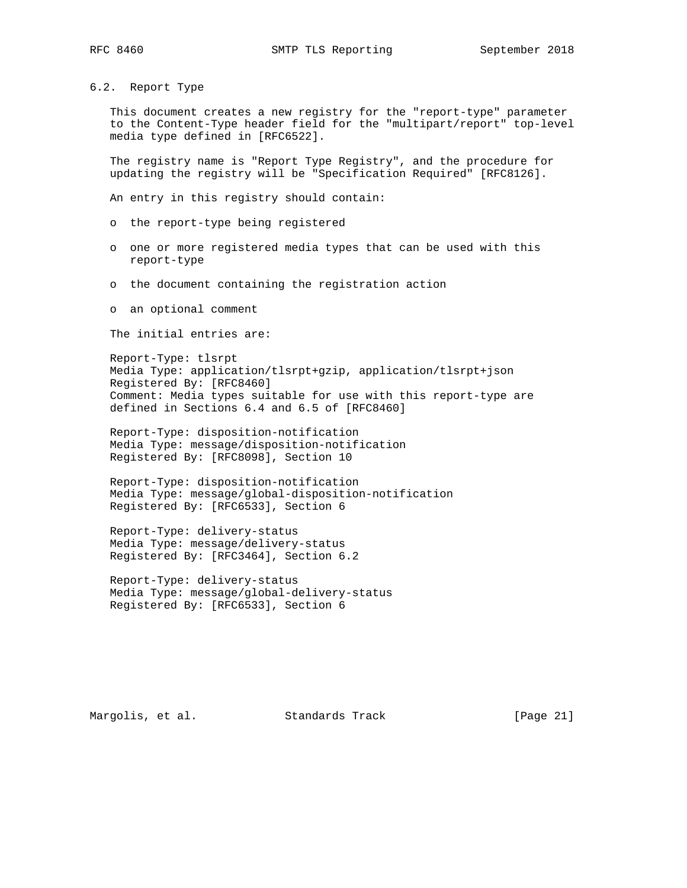### 6.2. Report Type

This document creates a new registry for the "report-type" parameter to the Content-Type header field for the "multipart/report" top-level media type defined in [RFC6522].

The registry name is "Report Type Registry", and the procedure for updating the registry will be "Specification Required" [RFC8126].

An entry in this registry should contain:

- the report-type being registered
- one or more registered media types that can be used with this report-type
- the document containing the registration action
- an optional comment

The initial entries are:

Report-Type: tlsrpt
Media Type: application/tlsrpt+gzip, application/tlsrpt+json
Registered By: [RFC8460]
Comment: Media types suitable for use with this report-type are defined in Sections 6.4 and 6.5 of [RFC8460]

Report-Type: disposition-notification
Media Type: message/disposition-notification
Registered By: [RFC8098], Section 10

Report-Type: disposition-notification
Media Type: message/global-disposition-notification
Registered By: [RFC6533], Section 6

Report-Type: delivery-status
Media Type: message/delivery-status
Registered By: [RFC3464], Section 6.2

Report-Type: delivery-status
Media Type: message/global-delivery-status
Registered By: [RFC6533], Section 6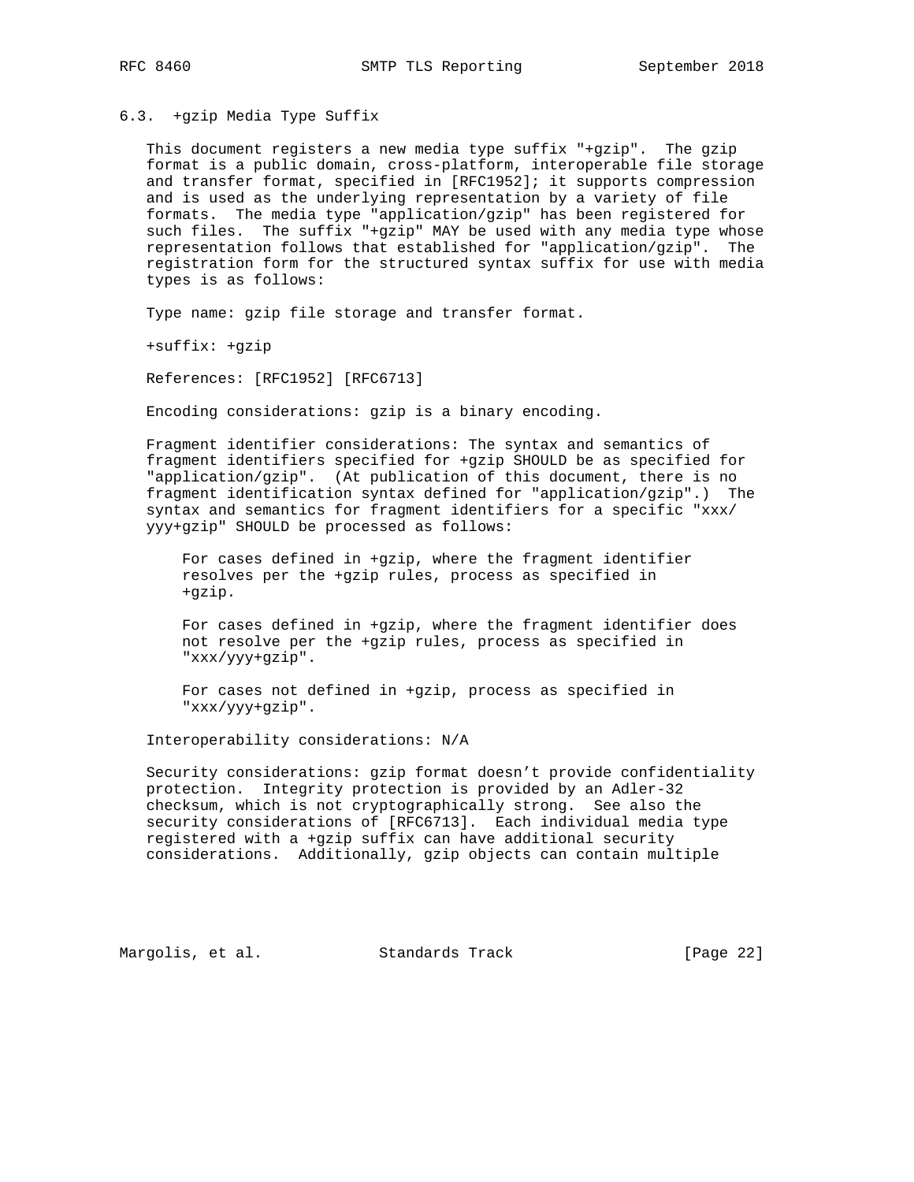### 6.3. +gzip Media Type Suffix

This document registers a new media type suffix "+gzip". The gzip format is a public domain, cross-platform, interoperable file storage and transfer format, specified in [RFC1952]; it supports compression and is used as the underlying representation by a variety of file formats. The media type "application/gzip" has been registered for such files. The suffix "+gzip" MAY be used with any media type whose representation follows that established for "application/gzip". The registration form for the structured syntax suffix for use with media types is as follows:

Type name: gzip file storage and transfer format.

+suffix: +gzip

References: [RFC1952] [RFC6713]

Encoding considerations: gzip is a binary encoding.

Fragment identifier considerations: The syntax and semantics of fragment identifiers specified for +gzip SHOULD be as specified for "application/gzip". (At publication of this document, there is no fragment identification syntax defined for "application/gzip".) The syntax and semantics for fragment identifiers for a specific "xxx/yyy+gzip" SHOULD be processed as follows:

> For cases defined in +gzip, where the fragment identifier resolves per the +gzip rules, process as specified in +gzip.
>
> For cases defined in +gzip, where the fragment identifier does not resolve per the +gzip rules, process as specified in "xxx/yyy+gzip".
>
> For cases not defined in +gzip, process as specified in "xxx/yyy+gzip".

Interoperability considerations: N/A

Security considerations: gzip format doesn't provide confidentiality protection. Integrity protection is provided by an Adler-32 checksum, which is not cryptographically strong. See also the security considerations of [RFC6713]. Each individual media type registered with a +gzip suffix can have additional security considerations. Additionally, gzip objects can contain multiple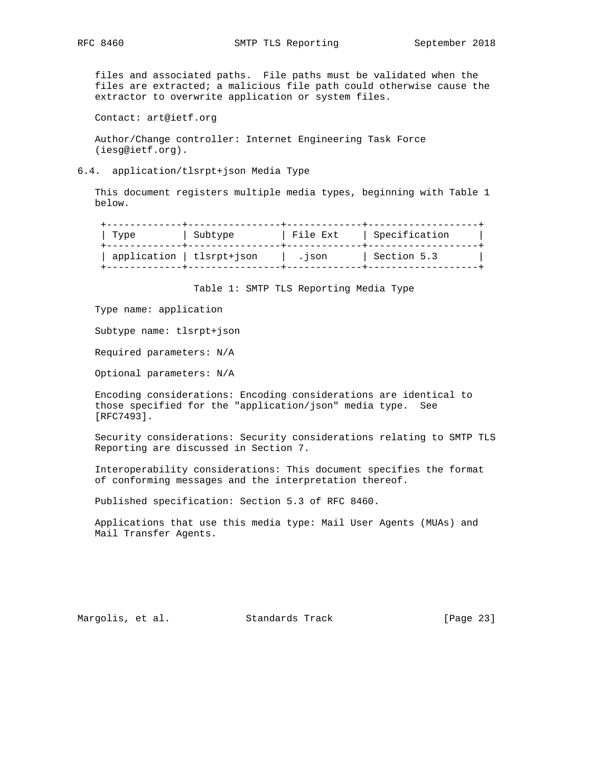files and associated paths. File paths must be validated when the files are extracted; a malicious file path could otherwise cause the extractor to overwrite application or system files.

Contact: art@ietf.org

Author/Change controller: Internet Engineering Task Force (iesg@ietf.org).

### 6.4. application/tlsrpt+json Media Type

This document registers multiple media types, beginning with Table 1 below.

| Type | Subtype | File Ext | Specification |
|---|---|---|---|
| application | tlsrpt+json | .json | Section 5.3 |

Table 1: SMTP TLS Reporting Media Type

Type name: application

Subtype name: tlsrpt+json

Required parameters: N/A

Optional parameters: N/A

Encoding considerations: Encoding considerations are identical to those specified for the "application/json" media type. See [RFC7493].

Security considerations: Security considerations relating to SMTP TLS Reporting are discussed in Section 7.

Interoperability considerations: This document specifies the format of conforming messages and the interpretation thereof.

Published specification: Section 5.3 of RFC 8460.

Applications that use this media type: Mail User Agents (MUAs) and Mail Transfer Agents.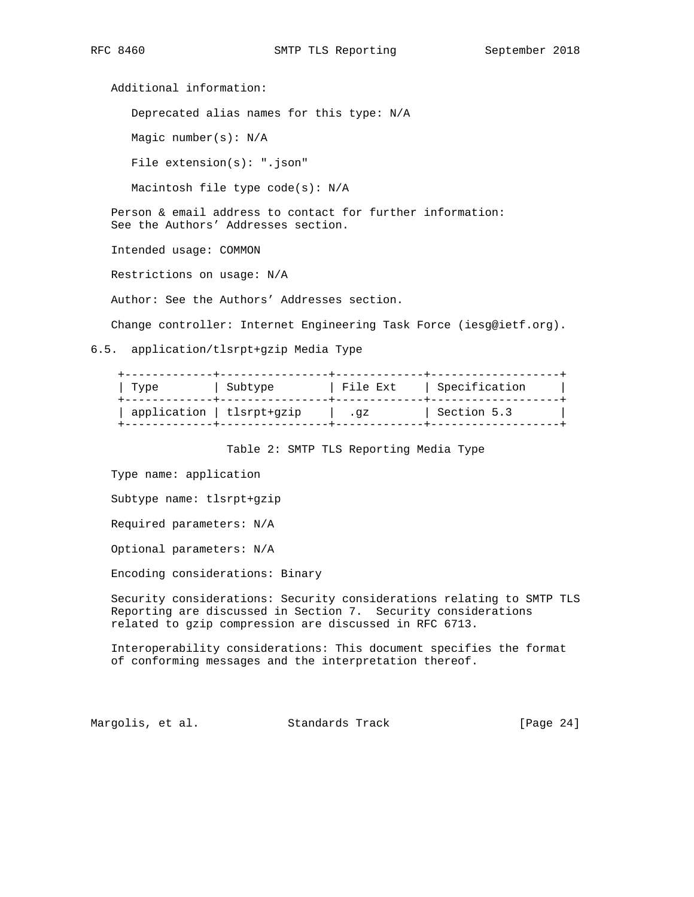Additional information:

Deprecated alias names for this type: N/A

Magic number(s): N/A

File extension(s): ".json"

Macintosh file type code(s): N/A

Person & email address to contact for further information: See the Authors' Addresses section.

Intended usage: COMMON

Restrictions on usage: N/A

Author: See the Authors' Addresses section.

Change controller: Internet Engineering Task Force (iesg@ietf.org).

## 6.5. application/tlsrpt+gzip Media Type

| Type | Subtype | File Ext | Specification |
|---|---|---|---|
| application | tlsrpt+gzip | .gz | Section 5.3 |

Table 2: SMTP TLS Reporting Media Type

Type name: application

Subtype name: tlsrpt+gzip

Required parameters: N/A

Optional parameters: N/A

Encoding considerations: Binary

Security considerations: Security considerations relating to SMTP TLS Reporting are discussed in Section 7. Security considerations related to gzip compression are discussed in RFC 6713.

Interoperability considerations: This document specifies the format of conforming messages and the interpretation thereof.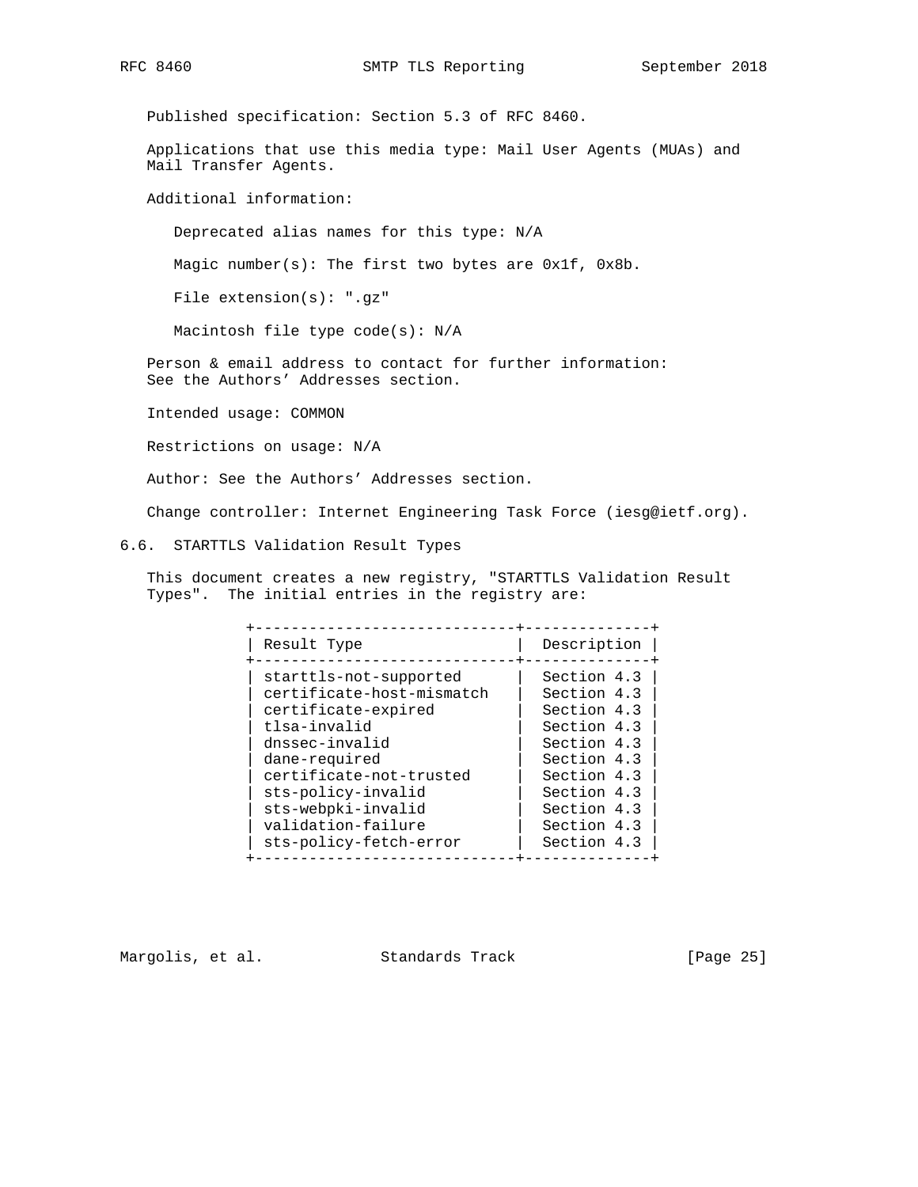Published specification: Section 5.3 of RFC 8460.

Applications that use this media type: Mail User Agents (MUAs) and Mail Transfer Agents.

Additional information:

Deprecated alias names for this type: N/A

Magic number(s): The first two bytes are 0x1f, 0x8b.

File extension(s): ".gz"

Macintosh file type code(s): N/A

Person & email address to contact for further information: See the Authors' Addresses section.

Intended usage: COMMON

Restrictions on usage: N/A

Author: See the Authors' Addresses section.

Change controller: Internet Engineering Task Force (iesg@ietf.org).

## 6.6. STARTTLS Validation Result Types

This document creates a new registry, "STARTTLS Validation Result Types". The initial entries in the registry are:

| Result Type | Description |
|---|---|
| starttls-not-supported | Section 4.3 |
| certificate-host-mismatch | Section 4.3 |
| certificate-expired | Section 4.3 |
| tlsa-invalid | Section 4.3 |
| dnssec-invalid | Section 4.3 |
| dane-required | Section 4.3 |
| certificate-not-trusted | Section 4.3 |
| sts-policy-invalid | Section 4.3 |
| sts-webpki-invalid | Section 4.3 |
| validation-failure | Section 4.3 |
| sts-policy-fetch-error | Section 4.3 |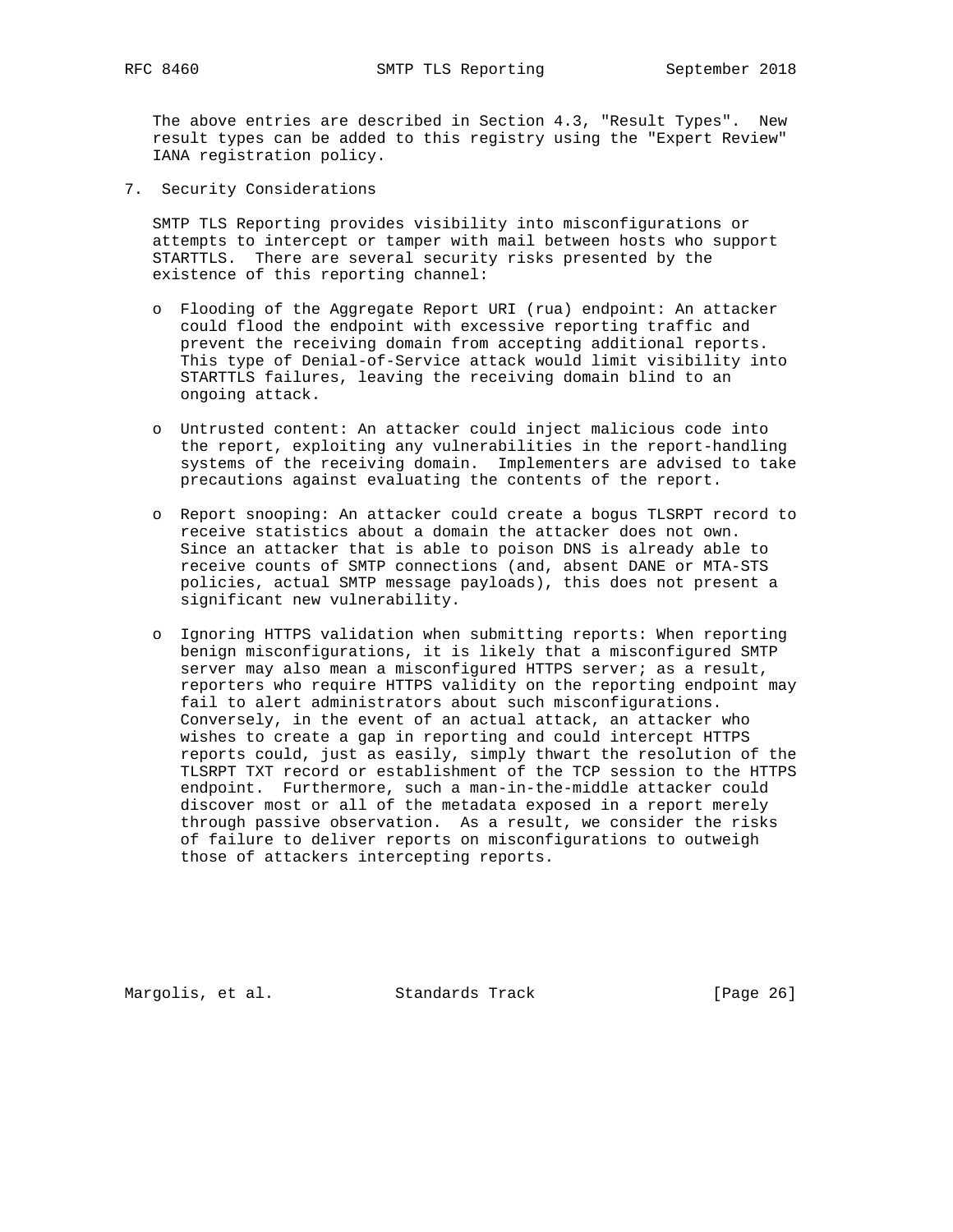The above entries are described in Section 4.3, "Result Types". New result types can be added to this registry using the "Expert Review" IANA registration policy.

## 7. Security Considerations

SMTP TLS Reporting provides visibility into misconfigurations or attempts to intercept or tamper with mail between hosts who support STARTTLS. There are several security risks presented by the existence of this reporting channel:

- Flooding of the Aggregate Report URI (rua) endpoint: An attacker could flood the endpoint with excessive reporting traffic and prevent the receiving domain from accepting additional reports. This type of Denial-of-Service attack would limit visibility into STARTTLS failures, leaving the receiving domain blind to an ongoing attack.

- Untrusted content: An attacker could inject malicious code into the report, exploiting any vulnerabilities in the report-handling systems of the receiving domain. Implementers are advised to take precautions against evaluating the contents of the report.

- Report snooping: An attacker could create a bogus TLSRPT record to receive statistics about a domain the attacker does not own. Since an attacker that is able to poison DNS is already able to receive counts of SMTP connections (and, absent DANE or MTA-STS policies, actual SMTP message payloads), this does not present a significant new vulnerability.

- Ignoring HTTPS validation when submitting reports: When reporting benign misconfigurations, it is likely that a misconfigured SMTP server may also mean a misconfigured HTTPS server; as a result, reporters who require HTTPS validity on the reporting endpoint may fail to alert administrators about such misconfigurations. Conversely, in the event of an actual attack, an attacker who wishes to create a gap in reporting and could intercept HTTPS reports could, just as easily, simply thwart the resolution of the TLSRPT TXT record or establishment of the TCP session to the HTTPS endpoint. Furthermore, such a man-in-the-middle attacker could discover most or all of the metadata exposed in a report merely through passive observation. As a result, we consider the risks of failure to deliver reports on misconfigurations to outweigh those of attackers intercepting reports.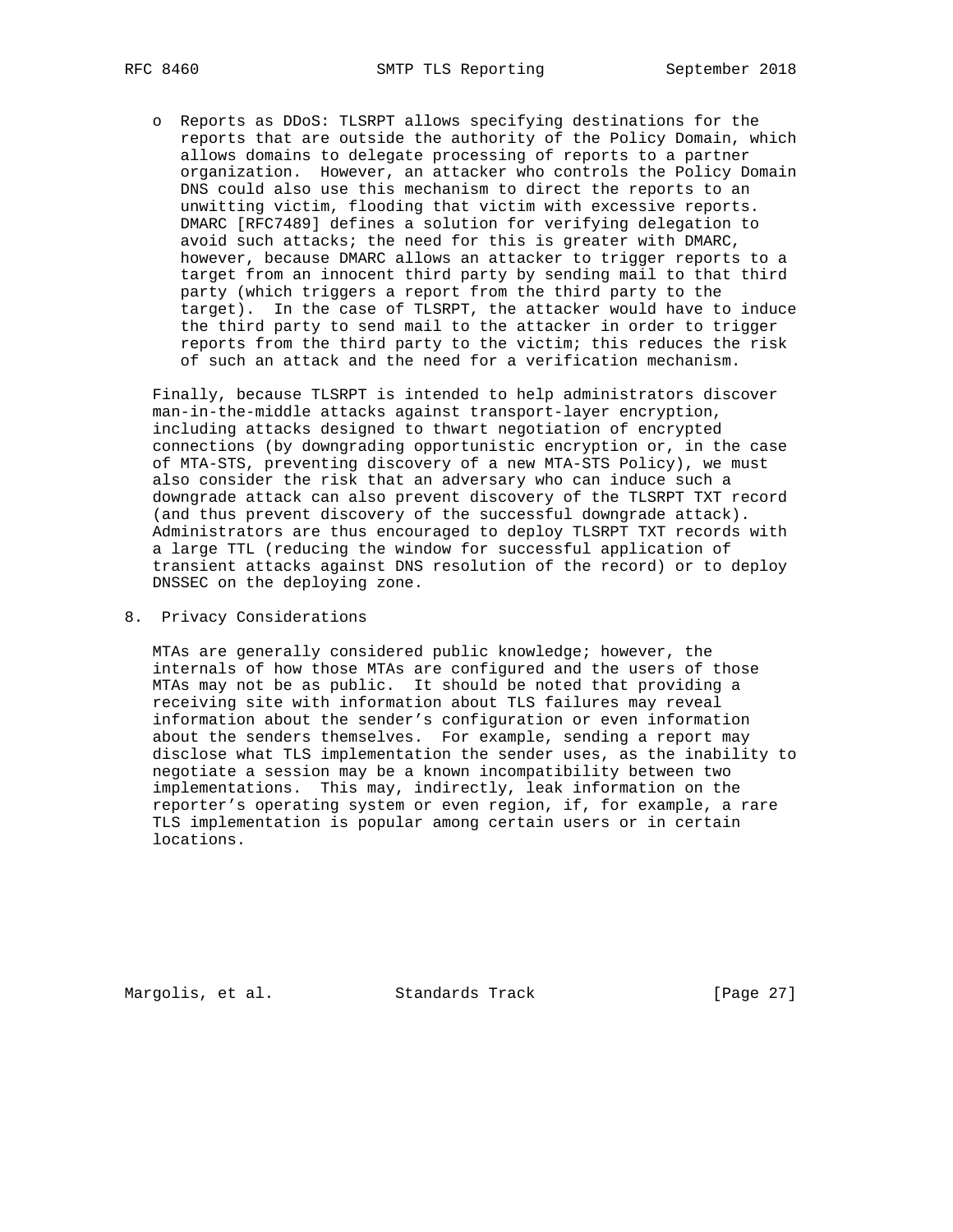- Reports as DDoS: TLSRPT allows specifying destinations for the reports that are outside the authority of the Policy Domain, which allows domains to delegate processing of reports to a partner organization. However, an attacker who controls the Policy Domain DNS could also use this mechanism to direct the reports to an unwitting victim, flooding that victim with excessive reports. DMARC [RFC7489] defines a solution for verifying delegation to avoid such attacks; the need for this is greater with DMARC, however, because DMARC allows an attacker to trigger reports to a target from an innocent third party by sending mail to that third party (which triggers a report from the third party to the target). In the case of TLSRPT, the attacker would have to induce the third party to send mail to the attacker in order to trigger reports from the third party to the victim; this reduces the risk of such an attack and the need for a verification mechanism.

Finally, because TLSRPT is intended to help administrators discover man-in-the-middle attacks against transport-layer encryption, including attacks designed to thwart negotiation of encrypted connections (by downgrading opportunistic encryption or, in the case of MTA-STS, preventing discovery of a new MTA-STS Policy), we must also consider the risk that an adversary who can induce such a downgrade attack can also prevent discovery of the TLSRPT TXT record (and thus prevent discovery of the successful downgrade attack). Administrators are thus encouraged to deploy TLSRPT TXT records with a large TTL (reducing the window for successful application of transient attacks against DNS resolution of the record) or to deploy DNSSEC on the deploying zone.

## 8. Privacy Considerations

MTAs are generally considered public knowledge; however, the internals of how those MTAs are configured and the users of those MTAs may not be as public. It should be noted that providing a receiving site with information about TLS failures may reveal information about the sender’s configuration or even information about the senders themselves. For example, sending a report may disclose what TLS implementation the sender uses, as the inability to negotiate a session may be a known incompatibility between two implementations. This may, indirectly, leak information on the reporter’s operating system or even region, if, for example, a rare TLS implementation is popular among certain users or in certain locations.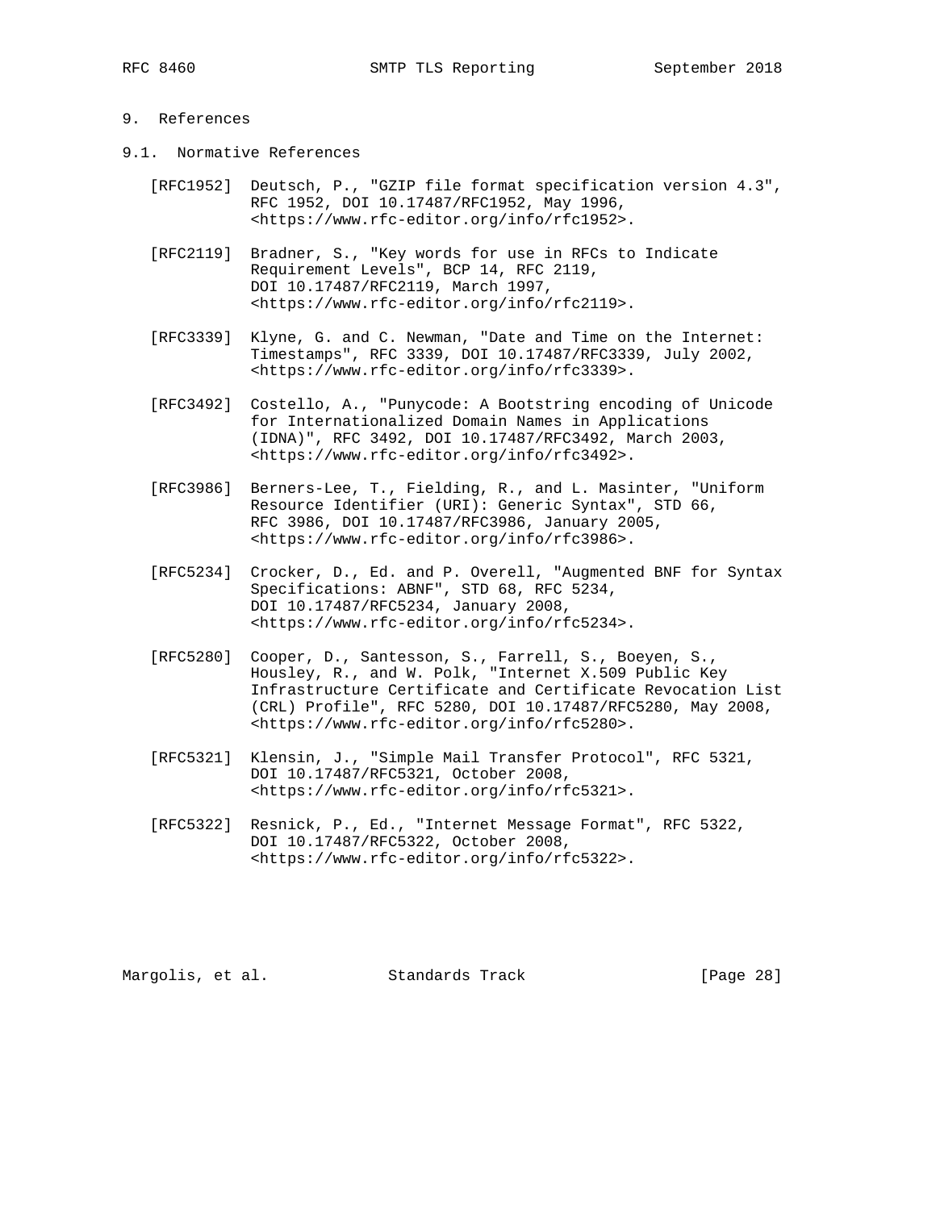## 9. References

### 9.1. Normative References

[RFC1952] Deutsch, P., "GZIP file format specification version 4.3", RFC 1952, DOI 10.17487/RFC1952, May 1996, <https://www.rfc-editor.org/info/rfc1952>.

[RFC2119] Bradner, S., "Key words for use in RFCs to Indicate Requirement Levels", BCP 14, RFC 2119, DOI 10.17487/RFC2119, March 1997, <https://www.rfc-editor.org/info/rfc2119>.

[RFC3339] Klyne, G. and C. Newman, "Date and Time on the Internet: Timestamps", RFC 3339, DOI 10.17487/RFC3339, July 2002, <https://www.rfc-editor.org/info/rfc3339>.

[RFC3492] Costello, A., "Punycode: A Bootstring encoding of Unicode for Internationalized Domain Names in Applications (IDNA)", RFC 3492, DOI 10.17487/RFC3492, March 2003, <https://www.rfc-editor.org/info/rfc3492>.

[RFC3986] Berners-Lee, T., Fielding, R., and L. Masinter, "Uniform Resource Identifier (URI): Generic Syntax", STD 66, RFC 3986, DOI 10.17487/RFC3986, January 2005, <https://www.rfc-editor.org/info/rfc3986>.

[RFC5234] Crocker, D., Ed. and P. Overell, "Augmented BNF for Syntax Specifications: ABNF", STD 68, RFC 5234, DOI 10.17487/RFC5234, January 2008, <https://www.rfc-editor.org/info/rfc5234>.

[RFC5280] Cooper, D., Santesson, S., Farrell, S., Boeyen, S., Housley, R., and W. Polk, "Internet X.509 Public Key Infrastructure Certificate and Certificate Revocation List (CRL) Profile", RFC 5280, DOI 10.17487/RFC5280, May 2008, <https://www.rfc-editor.org/info/rfc5280>.

[RFC5321] Klensin, J., "Simple Mail Transfer Protocol", RFC 5321, DOI 10.17487/RFC5321, October 2008, <https://www.rfc-editor.org/info/rfc5321>.

[RFC5322] Resnick, P., Ed., "Internet Message Format", RFC 5322, DOI 10.17487/RFC5322, October 2008, <https://www.rfc-editor.org/info/rfc5322>.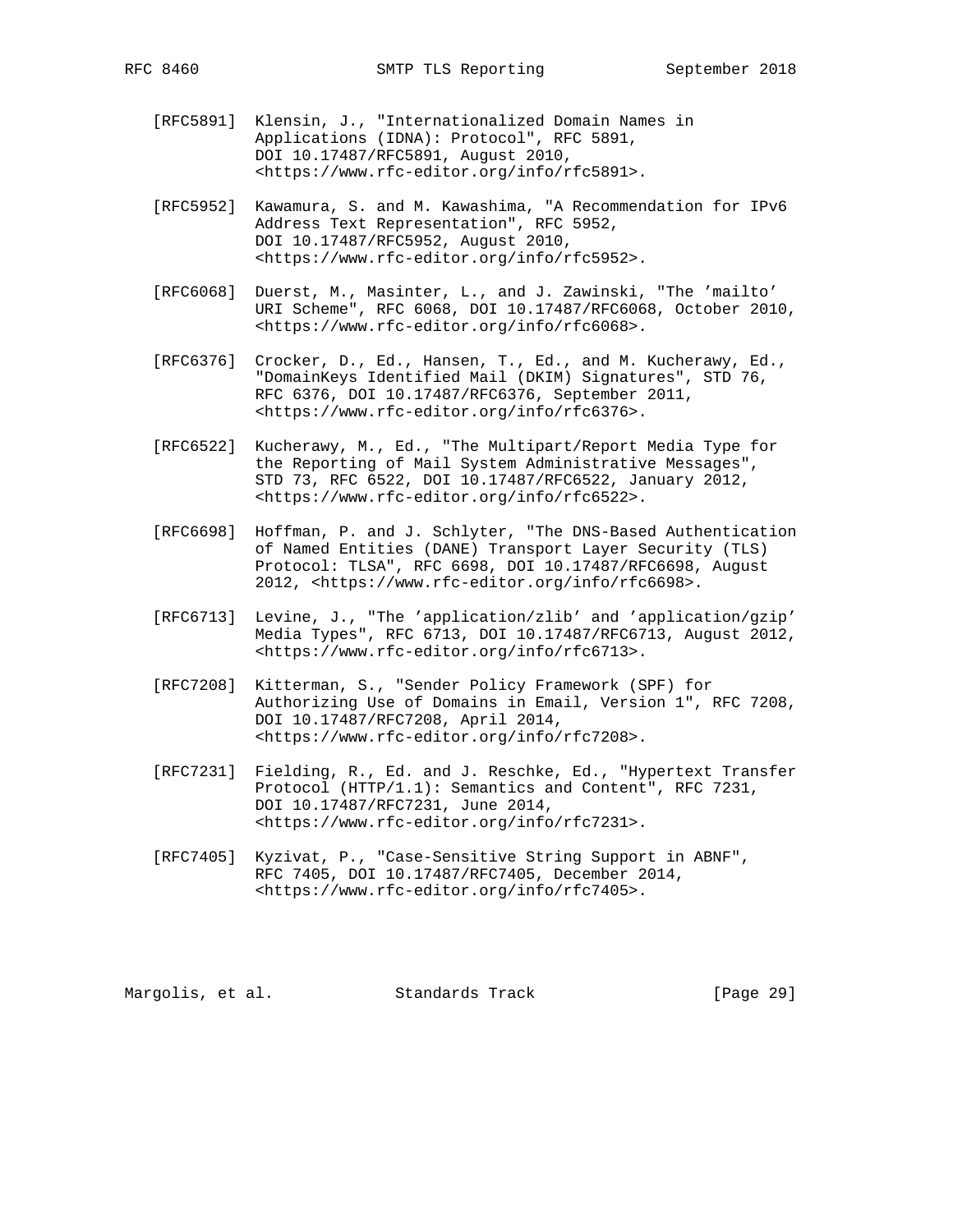[RFC5891] Klensin, J., "Internationalized Domain Names in Applications (IDNA): Protocol", RFC 5891, DOI 10.17487/RFC5891, August 2010, <https://www.rfc-editor.org/info/rfc5891>.

[RFC5952] Kawamura, S. and M. Kawashima, "A Recommendation for IPv6 Address Text Representation", RFC 5952, DOI 10.17487/RFC5952, August 2010, <https://www.rfc-editor.org/info/rfc5952>.

[RFC6068] Duerst, M., Masinter, L., and J. Zawinski, "The 'mailto' URI Scheme", RFC 6068, DOI 10.17487/RFC6068, October 2010, <https://www.rfc-editor.org/info/rfc6068>.

[RFC6376] Crocker, D., Ed., Hansen, T., Ed., and M. Kucherawy, Ed., "DomainKeys Identified Mail (DKIM) Signatures", STD 76, RFC 6376, DOI 10.17487/RFC6376, September 2011, <https://www.rfc-editor.org/info/rfc6376>.

[RFC6522] Kucherawy, M., Ed., "The Multipart/Report Media Type for the Reporting of Mail System Administrative Messages", STD 73, RFC 6522, DOI 10.17487/RFC6522, January 2012, <https://www.rfc-editor.org/info/rfc6522>.

[RFC6698] Hoffman, P. and J. Schlyter, "The DNS-Based Authentication of Named Entities (DANE) Transport Layer Security (TLS) Protocol: TLSA", RFC 6698, DOI 10.17487/RFC6698, August 2012, <https://www.rfc-editor.org/info/rfc6698>.

[RFC6713] Levine, J., "The 'application/zlib' and 'application/gzip' Media Types", RFC 6713, DOI 10.17487/RFC6713, August 2012, <https://www.rfc-editor.org/info/rfc6713>.

[RFC7208] Kitterman, S., "Sender Policy Framework (SPF) for Authorizing Use of Domains in Email, Version 1", RFC 7208, DOI 10.17487/RFC7208, April 2014, <https://www.rfc-editor.org/info/rfc7208>.

[RFC7231] Fielding, R., Ed. and J. Reschke, Ed., "Hypertext Transfer Protocol (HTTP/1.1): Semantics and Content", RFC 7231, DOI 10.17487/RFC7231, June 2014, <https://www.rfc-editor.org/info/rfc7231>.

[RFC7405] Kyzivat, P., "Case-Sensitive String Support in ABNF", RFC 7405, DOI 10.17487/RFC7405, December 2014, <https://www.rfc-editor.org/info/rfc7405>.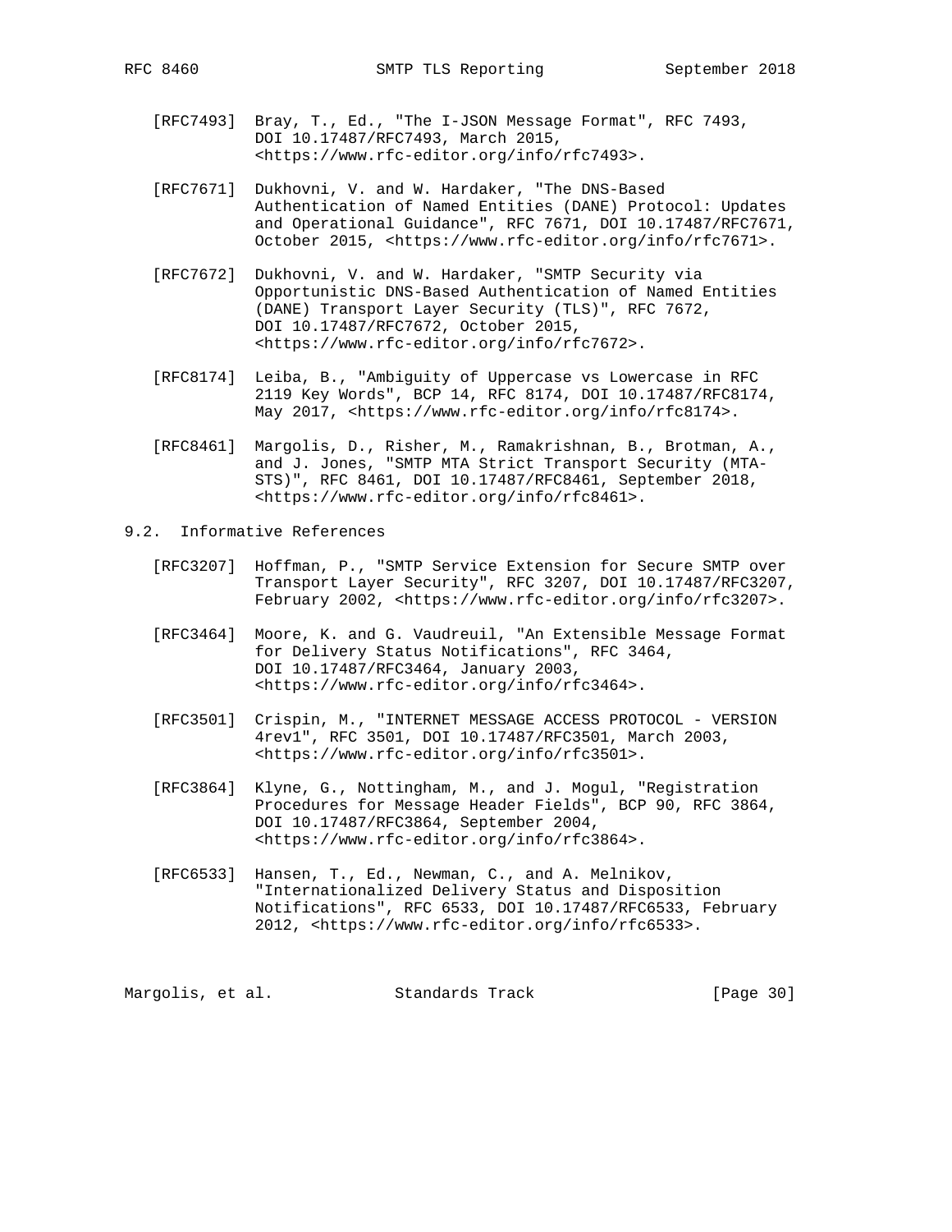[RFC7493] Bray, T., Ed., "The I-JSON Message Format", RFC 7493, DOI 10.17487/RFC7493, March 2015, <https://www.rfc-editor.org/info/rfc7493>.

[RFC7671] Dukhovni, V. and W. Hardaker, "The DNS-Based Authentication of Named Entities (DANE) Protocol: Updates and Operational Guidance", RFC 7671, DOI 10.17487/RFC7671, October 2015, <https://www.rfc-editor.org/info/rfc7671>.

[RFC7672] Dukhovni, V. and W. Hardaker, "SMTP Security via Opportunistic DNS-Based Authentication of Named Entities (DANE) Transport Layer Security (TLS)", RFC 7672, DOI 10.17487/RFC7672, October 2015, <https://www.rfc-editor.org/info/rfc7672>.

[RFC8174] Leiba, B., "Ambiguity of Uppercase vs Lowercase in RFC 2119 Key Words", BCP 14, RFC 8174, DOI 10.17487/RFC8174, May 2017, <https://www.rfc-editor.org/info/rfc8174>.

[RFC8461] Margolis, D., Risher, M., Ramakrishnan, B., Brotman, A., and J. Jones, "SMTP MTA Strict Transport Security (MTA-STS)", RFC 8461, DOI 10.17487/RFC8461, September 2018, <https://www.rfc-editor.org/info/rfc8461>.

## 9.2. Informative References

[RFC3207] Hoffman, P., "SMTP Service Extension for Secure SMTP over Transport Layer Security", RFC 3207, DOI 10.17487/RFC3207, February 2002, <https://www.rfc-editor.org/info/rfc3207>.

[RFC3464] Moore, K. and G. Vaudreuil, "An Extensible Message Format for Delivery Status Notifications", RFC 3464, DOI 10.17487/RFC3464, January 2003, <https://www.rfc-editor.org/info/rfc3464>.

[RFC3501] Crispin, M., "INTERNET MESSAGE ACCESS PROTOCOL - VERSION 4rev1", RFC 3501, DOI 10.17487/RFC3501, March 2003, <https://www.rfc-editor.org/info/rfc3501>.

[RFC3864] Klyne, G., Nottingham, M., and J. Mogul, "Registration Procedures for Message Header Fields", BCP 90, RFC 3864, DOI 10.17487/RFC3864, September 2004, <https://www.rfc-editor.org/info/rfc3864>.

[RFC6533] Hansen, T., Ed., Newman, C., and A. Melnikov, "Internationalized Delivery Status and Disposition Notifications", RFC 6533, DOI 10.17487/RFC6533, February 2012, <https://www.rfc-editor.org/info/rfc6533>.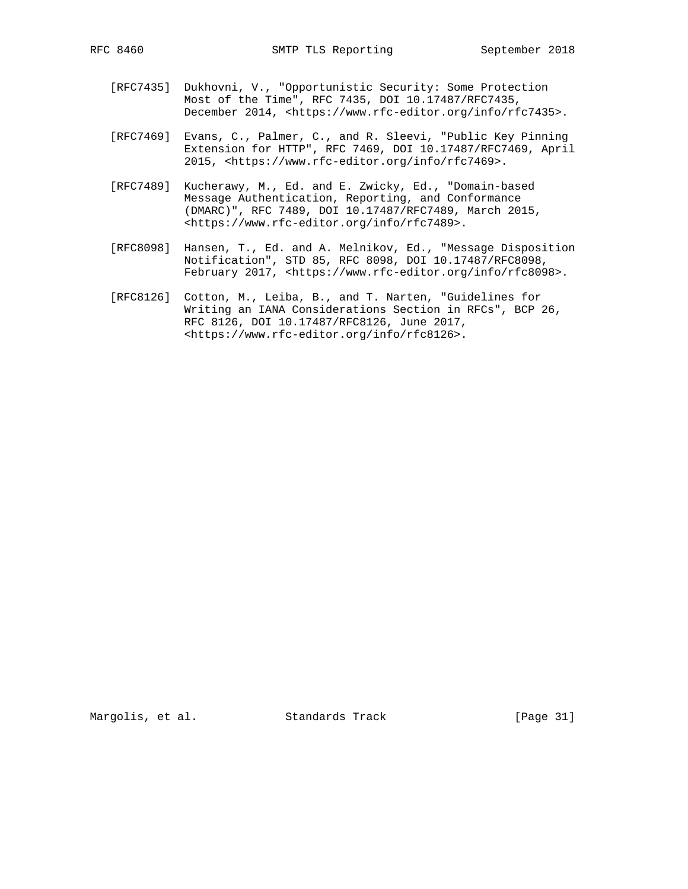[RFC7435] Dukhovni, V., "Opportunistic Security: Some Protection Most of the Time", RFC 7435, DOI 10.17487/RFC7435, December 2014, <https://www.rfc-editor.org/info/rfc7435>.

[RFC7469] Evans, C., Palmer, C., and R. Sleevi, "Public Key Pinning Extension for HTTP", RFC 7469, DOI 10.17487/RFC7469, April 2015, <https://www.rfc-editor.org/info/rfc7469>.

[RFC7489] Kucherawy, M., Ed. and E. Zwicky, Ed., "Domain-based Message Authentication, Reporting, and Conformance (DMARC)", RFC 7489, DOI 10.17487/RFC7489, March 2015, <https://www.rfc-editor.org/info/rfc7489>.

[RFC8098] Hansen, T., Ed. and A. Melnikov, Ed., "Message Disposition Notification", STD 85, RFC 8098, DOI 10.17487/RFC8098, February 2017, <https://www.rfc-editor.org/info/rfc8098>.

[RFC8126] Cotton, M., Leiba, B., and T. Narten, "Guidelines for Writing an IANA Considerations Section in RFCs", BCP 26, RFC 8126, DOI 10.17487/RFC8126, June 2017, <https://www.rfc-editor.org/info/rfc8126>.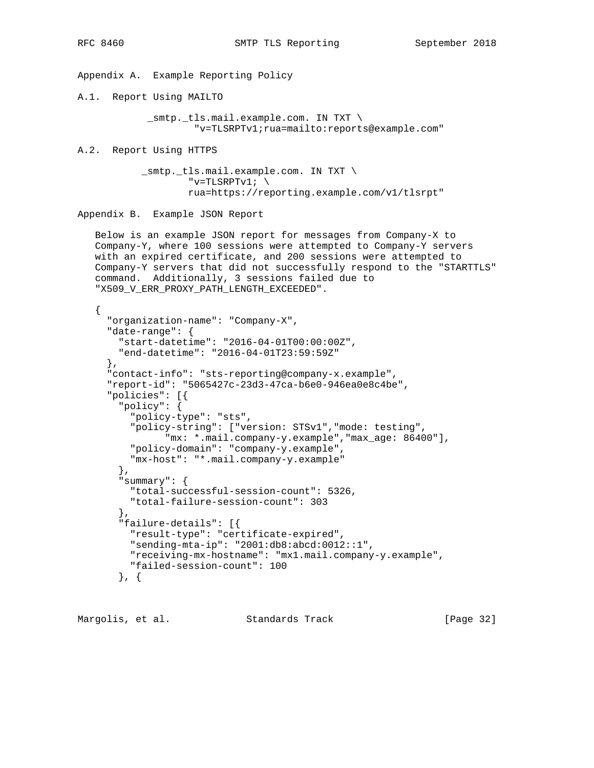# Appendix A. Example Reporting Policy

## A.1. Report Using MAILTO

```
_smtp._tls.mail.example.com. IN TXT \
        "v=TLSRPTv1;rua=mailto:reports@example.com"
```

## A.2. Report Using HTTPS

```
_smtp._tls.mail.example.com. IN TXT \
        "v=TLSRPTv1; \
        rua=https://reporting.example.com/v1/tlsrpt"
```

# Appendix B. Example JSON Report

Below is an example JSON report for messages from Company-X to Company-Y, where 100 sessions were attempted to Company-Y servers with an expired certificate, and 200 sessions were attempted to Company-Y servers that did not successfully respond to the "STARTTLS" command. Additionally, 3 sessions failed due to "X509_V_ERR_PROXY_PATH_LENGTH_EXCEEDED".

```
{
  "organization-name": "Company-X",
  "date-range": {
    "start-datetime": "2016-04-01T00:00:00Z",
    "end-datetime": "2016-04-01T23:59:59Z"
  },
  "contact-info": "sts-reporting@company-x.example",
  "report-id": "5065427c-23d3-47ca-b6e0-946ea0e8c4be",
  "policies": [{
    "policy": {
      "policy-type": "sts",
      "policy-string": ["version: STSv1","mode: testing",
            "mx: *.mail.company-y.example","max_age: 86400"],
      "policy-domain": "company-y.example",
      "mx-host": "*.mail.company-y.example"
    },
    "summary": {
      "total-successful-session-count": 5326,
      "total-failure-session-count": 303
    },
    "failure-details": [{
      "result-type": "certificate-expired",
      "sending-mta-ip": "2001:db8:abcd:0012::1",
      "receiving-mx-hostname": "mx1.mail.company-y.example",
      "failed-session-count": 100
    }, {
```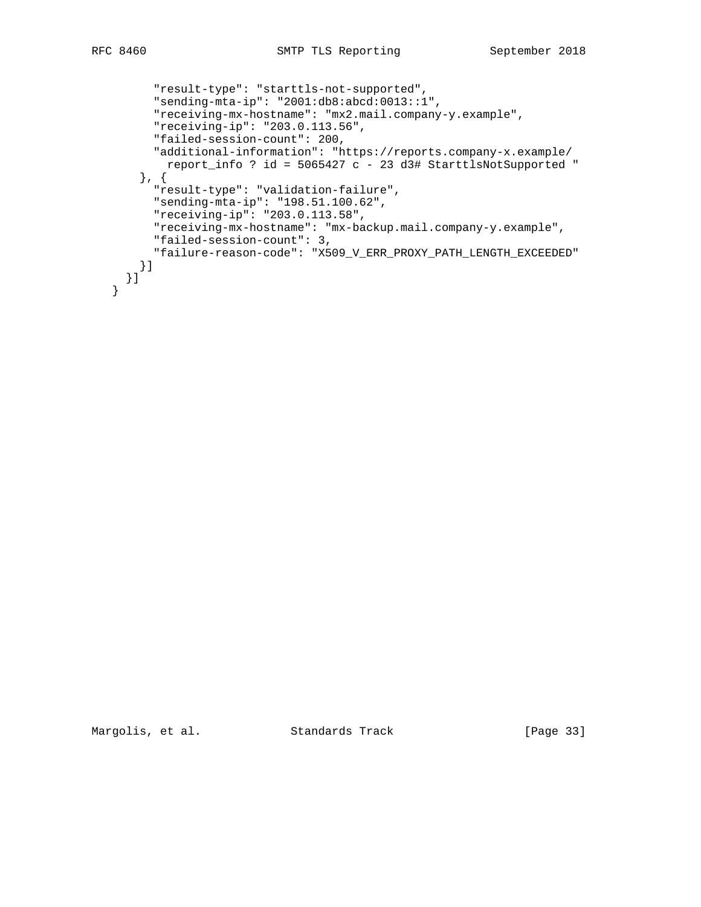```
        "result-type": "starttls-not-supported",
        "sending-mta-ip": "2001:db8:abcd:0013::1",
        "receiving-mx-hostname": "mx2.mail.company-y.example",
        "receiving-ip": "203.0.113.56",
        "failed-session-count": 200,
        "additional-information": "https://reports.company-x.example/
          report_info ? id = 5065427 c - 23 d3# StarttlsNotSupported "
      }, {
        "result-type": "validation-failure",
        "sending-mta-ip": "198.51.100.62",
        "receiving-ip": "203.0.113.58",
        "receiving-mx-hostname": "mx-backup.mail.company-y.example",
        "failed-session-count": 3,
        "failure-reason-code": "X509_V_ERR_PROXY_PATH_LENGTH_EXCEEDED"
      }]
    }]
  }
```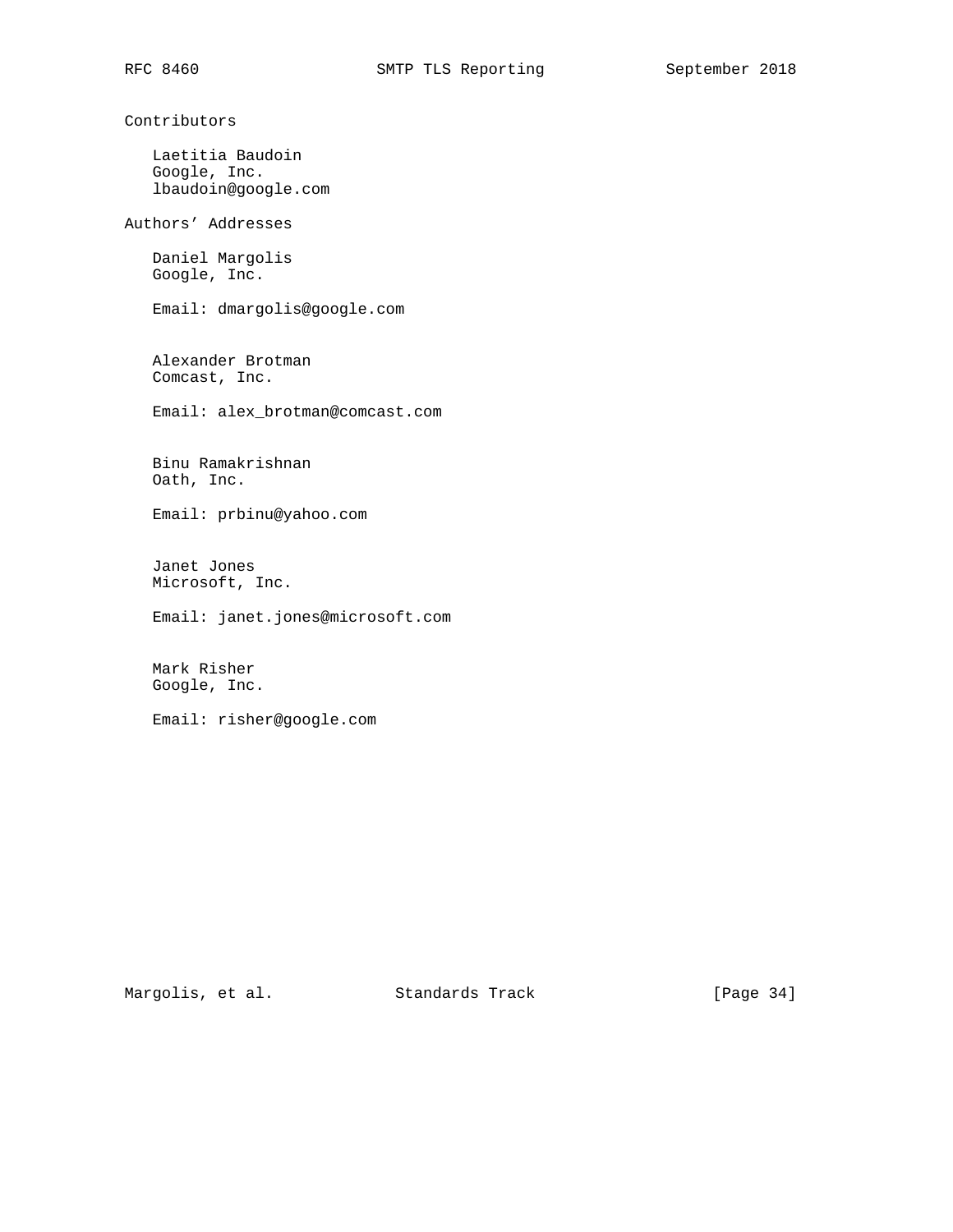## Contributors

Laetitia Baudoin
Google, Inc.
lbaudoin@google.com

## Authors' Addresses

Daniel Margolis
Google, Inc.

Email: dmargolis@google.com

Alexander Brotman
Comcast, Inc.

Email: alex_brotman@comcast.com

Binu Ramakrishnan
Oath, Inc.

Email: prbinu@yahoo.com

Janet Jones
Microsoft, Inc.

Email: janet.jones@microsoft.com

Mark Risher
Google, Inc.

Email: risher@google.com